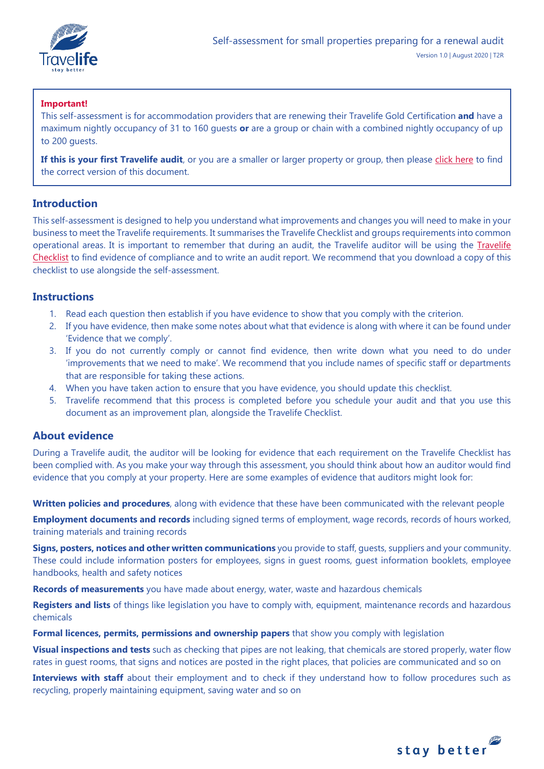Self-assessment for small properties preparing for a renewal audit

Version 1.0 | August 2020 | T2R

**Important!**

This self-assessment is for accommodation providers that are renewing their Travelife Gold Certification **and** have a maximum nightly occupancy of 31 to 160 guests **or** are a group or chain with a combined nightly occupancy of up to 200 guests.

**If this is your first Travelife audit**, or you are a smaller or larger property or group, then please click here to find the correct version of this document.

## Introduction

This self-assessment is designed to help you understand what improvements and changes you will need to make in your business to meet the Travelife requirements. It summarises the Travelife Checklist and groups requirements into common operational areas. It is important to remember that during an audit, the Travelife auditor will be using the Travelife Checklist to find evidence of compliance and to write an audit report. We recommend that you download a copy of this checklist to use alongside the self-assessment.

## Instructions

1. Read each question then establish if you have evidence to show that you comply with the criterion.
2. If you have evidence, then make some notes about what that evidence is along with where it can be found under 'Evidence that we comply'.
3. If you do not currently comply or cannot find evidence, then write down what you need to do under 'improvements that we need to make'. We recommend that you include names of specific staff or departments that are responsible for taking these actions.
4. When you have taken action to ensure that you have evidence, you should update this checklist.
5. Travelife recommend that this process is completed before you schedule your audit and that you use this document as an improvement plan, alongside the Travelife Checklist.

## About evidence

During a Travelife audit, the auditor will be looking for evidence that each requirement on the Travelife Checklist has been complied with. As you make your way through this assessment, you should think about how an auditor would find evidence that you comply at your property. Here are some examples of evidence that auditors might look for:

**Written policies and procedures**, along with evidence that these have been communicated with the relevant people

**Employment documents and records** including signed terms of employment, wage records, records of hours worked, training materials and training records

**Signs, posters, notices and other written communications** you provide to staff, guests, suppliers and your community. These could include information posters for employees, signs in guest rooms, guest information booklets, employee handbooks, health and safety notices

**Records of measurements** you have made about energy, water, waste and hazardous chemicals

**Registers and lists** of things like legislation you have to comply with, equipment, maintenance records and hazardous chemicals

**Formal licences, permits, permissions and ownership papers** that show you comply with legislation

**Visual inspections and tests** such as checking that pipes are not leaking, that chemicals are stored properly, water flow rates in guest rooms, that signs and notices are posted in the right places, that policies are communicated and so on

**Interviews with staff** about their employment and to check if they understand how to follow procedures such as recycling, properly maintaining equipment, saving water and so on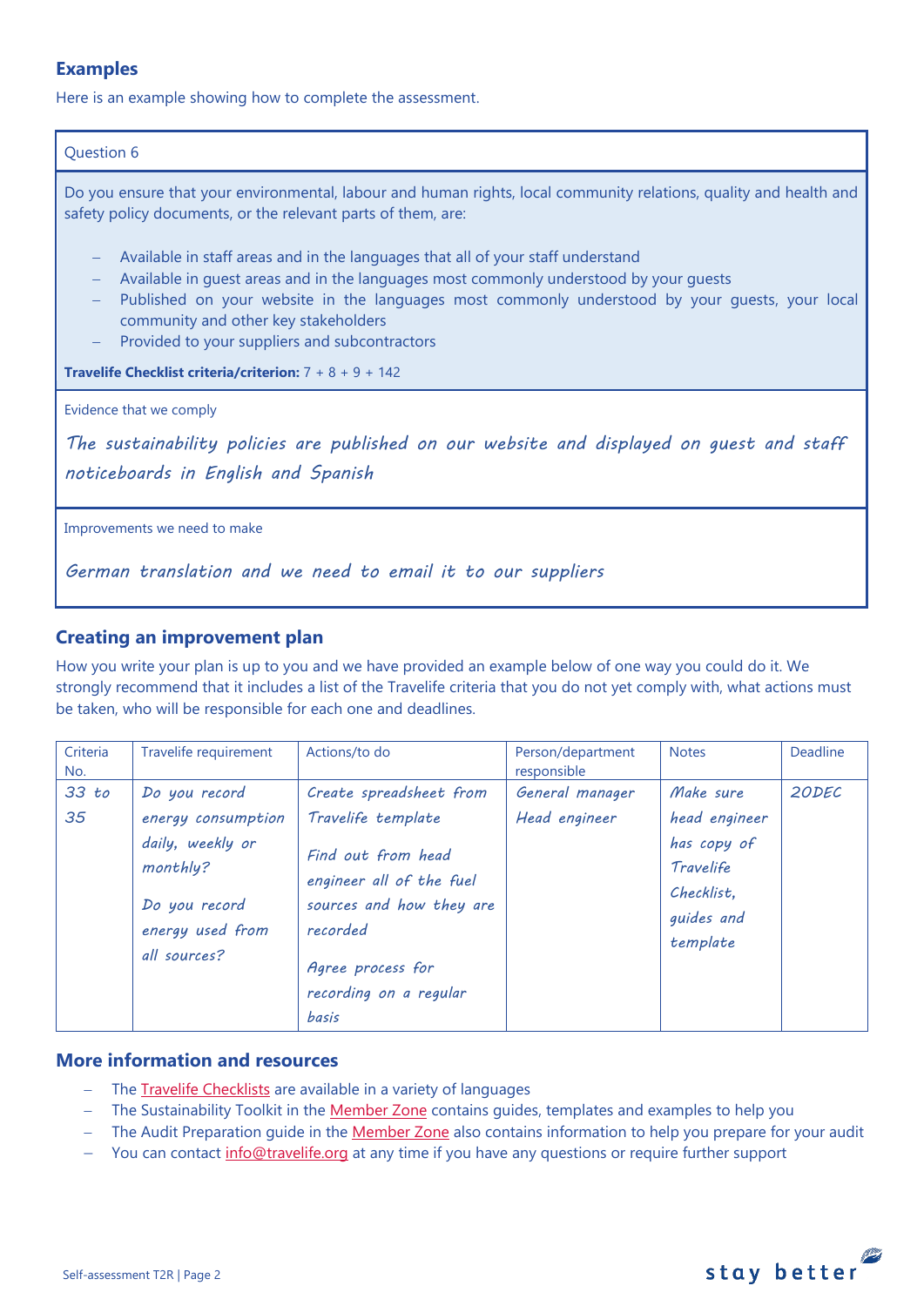## Examples

Here is an example showing how to complete the assessment.

| Question 6 |
|---|
| Do you ensure that your environmental, labour and human rights, local community relations, quality and health and safety policy documents, or the relevant parts of them, are:<br>– Available in staff areas and in the languages that all of your staff understand<br>– Available in guest areas and in the languages most commonly understood by your guests<br>– Published on your website in the languages most commonly understood by your guests, your local community and other key stakeholders<br>– Provided to your suppliers and subcontractors<br>**Travelife Checklist criteria/criterion:** 7 + 8 + 9 + 142 |
| Evidence that we comply<br>*The sustainability policies are published on our website and displayed on guest and staff noticeboards in English and Spanish* |
| Improvements we need to make<br>*German translation and we need to email it to our suppliers* |

## Creating an improvement plan

How you write your plan is up to you and we have provided an example below of one way you could do it. We strongly recommend that it includes a list of the Travelife criteria that you do not yet comply with, what actions must be taken, who will be responsible for each one and deadlines.

| Criteria No. | Travelife requirement | Actions/to do | Person/department responsible | Notes | Deadline |
|---|---|---|---|---|---|
| *33 to 35* | *Do you record energy consumption daily, weekly or monthly?*<br><br>*Do you record energy used from all sources?* | *Create spreadsheet from Travelife template*<br><br>*Find out from head engineer all of the fuel sources and how they are recorded*<br><br>*Agree process for recording on a regular basis* | *General manager*<br>*Head engineer* | *Make sure head engineer has copy of Travelife Checklist, guides and template* | *20DEC* |

## More information and resources

- The Travelife Checklists are available in a variety of languages
- The Sustainability Toolkit in the Member Zone contains guides, templates and examples to help you
- The Audit Preparation guide in the Member Zone also contains information to help you prepare for your audit
- You can contact info@travelife.org at any time if you have any questions or require further support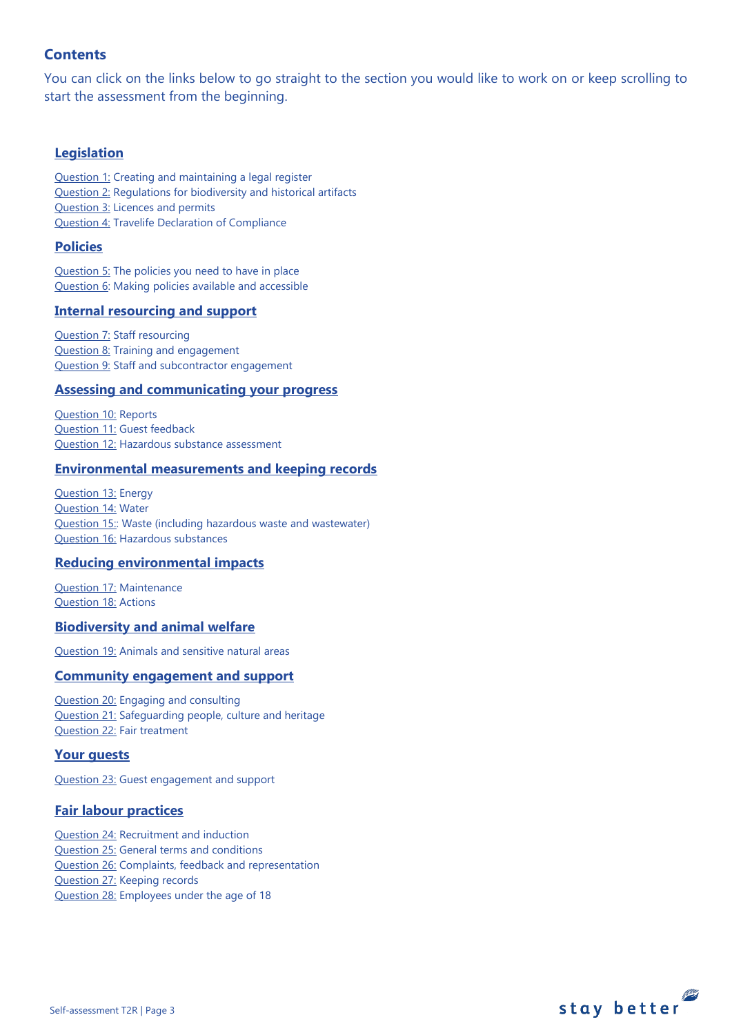## Contents

You can click on the links below to go straight to the section you would like to work on or keep scrolling to start the assessment from the beginning.

### Legislation

Question 1: Creating and maintaining a legal register
Question 2: Regulations for biodiversity and historical artifacts
Question 3: Licences and permits
Question 4: Travelife Declaration of Compliance

### Policies

Question 5: The policies you need to have in place
Question 6: Making policies available and accessible

### Internal resourcing and support

Question 7: Staff resourcing
Question 8: Training and engagement
Question 9: Staff and subcontractor engagement

### Assessing and communicating your progress

Question 10: Reports
Question 11: Guest feedback
Question 12: Hazardous substance assessment

### Environmental measurements and keeping records

Question 13: Energy
Question 14: Water
Question 15:: Waste (including hazardous waste and wastewater)
Question 16: Hazardous substances

### Reducing environmental impacts

Question 17: Maintenance
Question 18: Actions

### Biodiversity and animal welfare

Question 19: Animals and sensitive natural areas

### Community engagement and support

Question 20: Engaging and consulting
Question 21: Safeguarding people, culture and heritage
Question 22: Fair treatment

### Your guests

Question 23: Guest engagement and support

### Fair labour practices

Question 24: Recruitment and induction
Question 25: General terms and conditions
Question 26: Complaints, feedback and representation
Question 27: Keeping records
Question 28: Employees under the age of 18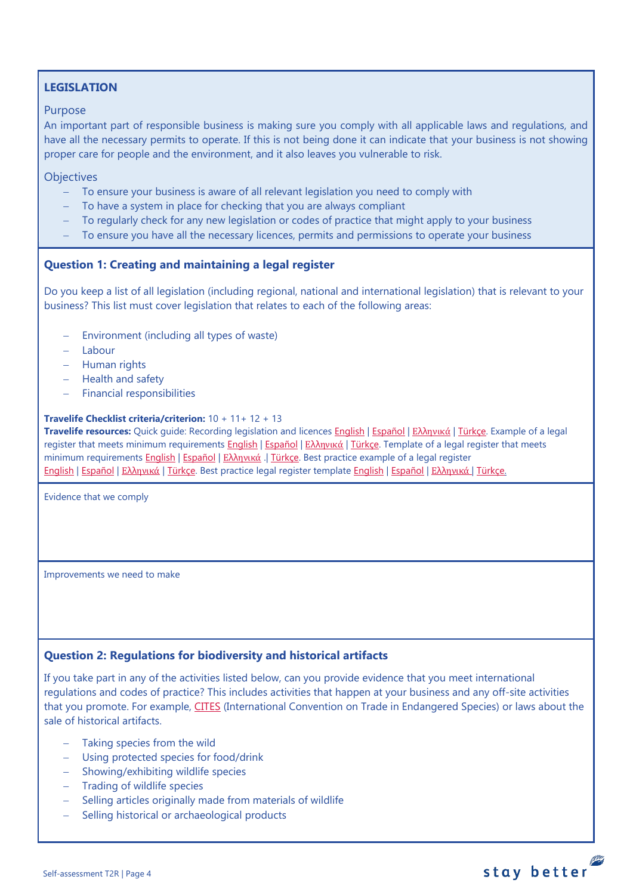## LEGISLATION

Purpose

An important part of responsible business is making sure you comply with all applicable laws and regulations, and have all the necessary permits to operate. If this is not being done it can indicate that your business is not showing proper care for people and the environment, and it also leaves you vulnerable to risk.

Objectives

- To ensure your business is aware of all relevant legislation you need to comply with
- To have a system in place for checking that you are always compliant
- To regularly check for any new legislation or codes of practice that might apply to your business
- To ensure you have all the necessary licences, permits and permissions to operate your business

### Question 1: Creating and maintaining a legal register

Do you keep a list of all legislation (including regional, national and international legislation) that is relevant to your business? This list must cover legislation that relates to each of the following areas:

- Environment (including all types of waste)
- Labour
- Human rights
- Health and safety
- Financial responsibilities

**Travelife Checklist criteria/criterion:** 10 + 11+ 12 + 13
**Travelife resources:** Quick guide: Recording legislation and licences English | Español | Ελληνικά | Türkçe. Example of a legal register that meets minimum requirements English | Español | Ελληνικά | Türkçe. Template of a legal register that meets minimum requirements English | Español | Ελληνικά .| Türkçe. Best practice example of a legal register English | Español | Ελληνικά | Türkçe. Best practice legal register template English | Español | Ελληνικά | Türkçe.

Evidence that we comply

Improvements we need to make

### Question 2: Regulations for biodiversity and historical artifacts

If you take part in any of the activities listed below, can you provide evidence that you meet international regulations and codes of practice? This includes activities that happen at your business and any off-site activities that you promote. For example, CITES (International Convention on Trade in Endangered Species) or laws about the sale of historical artifacts.

- Taking species from the wild
- Using protected species for food/drink
- Showing/exhibiting wildlife species
- Trading of wildlife species
- Selling articles originally made from materials of wildlife
- Selling historical or archaeological products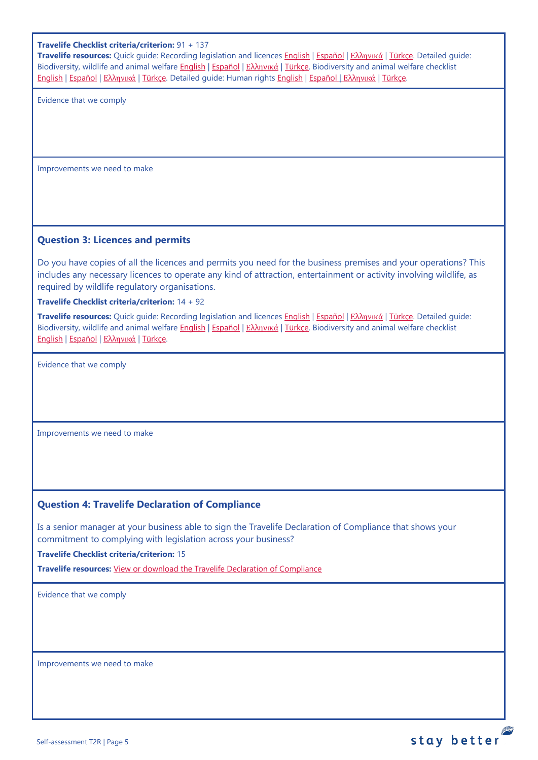**Travelife Checklist criteria/criterion:** 91 + 137

**Travelife resources:** Quick guide: Recording legislation and licences English | Español | Ελληνικά | Türkçe. Detailed guide: Biodiversity, wildlife and animal welfare English | Español | Ελληνικά | Türkçe. Biodiversity and animal welfare checklist English | Español | Ελληνικά | Türkçe. Detailed guide: Human rights English | Español | Ελληνικά | Türkçe.

Evidence that we comply

Improvements we need to make

### Question 3: Licences and permits

Do you have copies of all the licences and permits you need for the business premises and your operations? This includes any necessary licences to operate any kind of attraction, entertainment or activity involving wildlife, as required by wildlife regulatory organisations.

**Travelife Checklist criteria/criterion:** 14 + 92

**Travelife resources:** Quick guide: Recording legislation and licences English | Español | Ελληνικά | Türkçe. Detailed guide: Biodiversity, wildlife and animal welfare English | Español | Ελληνικά | Türkçe. Biodiversity and animal welfare checklist English | Español | Ελληνικά | Türkçe.

Evidence that we comply

Improvements we need to make

### Question 4: Travelife Declaration of Compliance

Is a senior manager at your business able to sign the Travelife Declaration of Compliance that shows your commitment to complying with legislation across your business?

**Travelife Checklist criteria/criterion:** 15

**Travelife resources:** View or download the Travelife Declaration of Compliance

Evidence that we comply

Improvements we need to make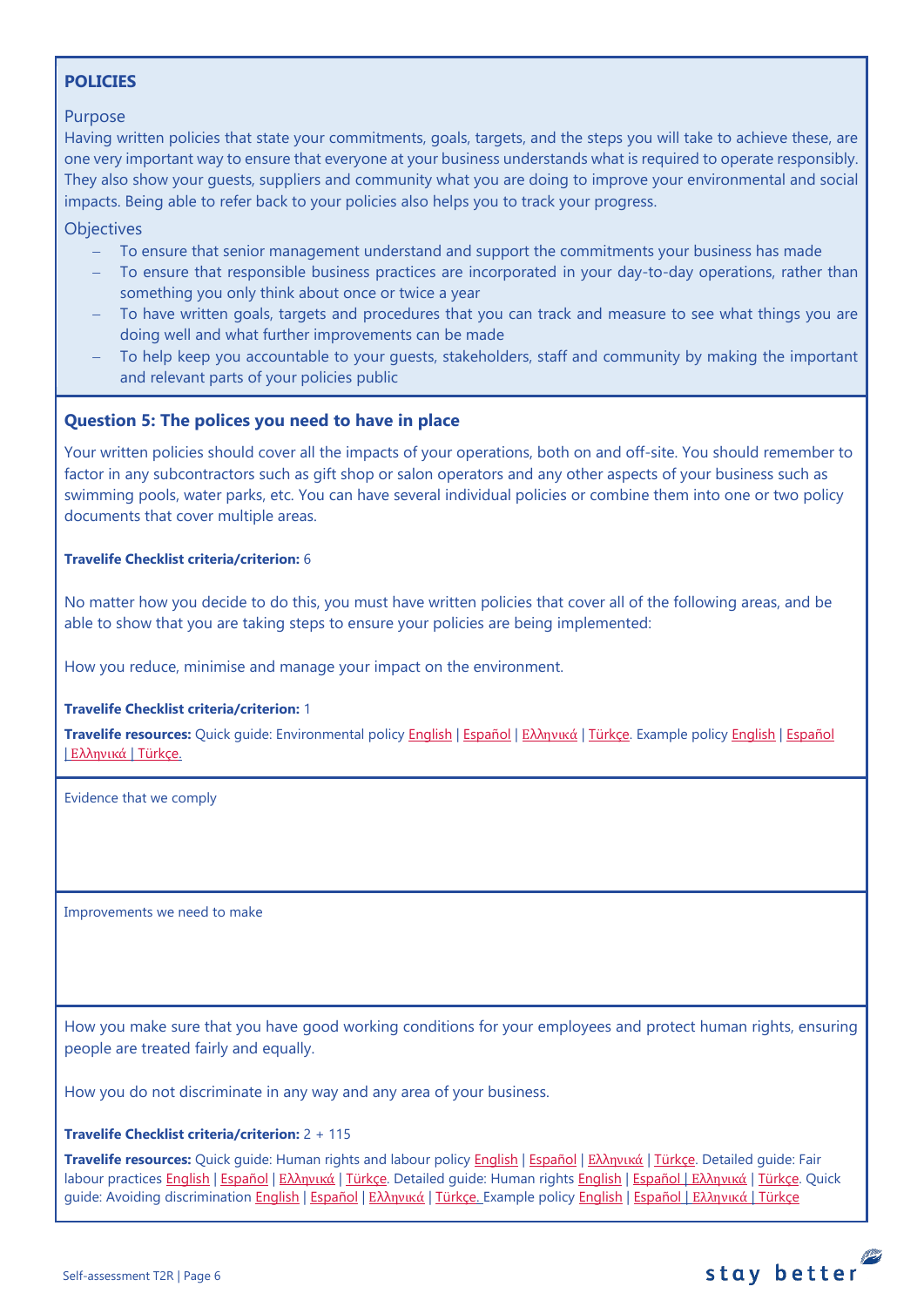## POLICIES

### Purpose

Having written policies that state your commitments, goals, targets, and the steps you will take to achieve these, are one very important way to ensure that everyone at your business understands what is required to operate responsibly. They also show your guests, suppliers and community what you are doing to improve your environmental and social impacts. Being able to refer back to your policies also helps you to track your progress.

### Objectives

- To ensure that senior management understand and support the commitments your business has made
- To ensure that responsible business practices are incorporated in your day-to-day operations, rather than something you only think about once or twice a year
- To have written goals, targets and procedures that you can track and measure to see what things you are doing well and what further improvements can be made
- To help keep you accountable to your guests, stakeholders, staff and community by making the important and relevant parts of your policies public

### Question 5: The polices you need to have in place

Your written policies should cover all the impacts of your operations, both on and off-site. You should remember to factor in any subcontractors such as gift shop or salon operators and any other aspects of your business such as swimming pools, water parks, etc. You can have several individual policies or combine them into one or two policy documents that cover multiple areas.

**Travelife Checklist criteria/criterion:** 6

No matter how you decide to do this, you must have written policies that cover all of the following areas, and be able to show that you are taking steps to ensure your policies are being implemented:

How you reduce, minimise and manage your impact on the environment.

**Travelife Checklist criteria/criterion:** 1

**Travelife resources:** Quick guide: Environmental policy English | Español | Ελληνικά | Türkçe. Example policy English | Español | Ελληνικά | Türkçe.

Evidence that we comply

Improvements we need to make

How you make sure that you have good working conditions for your employees and protect human rights, ensuring people are treated fairly and equally.

How you do not discriminate in any way and any area of your business.

**Travelife Checklist criteria/criterion:** 2 + 115

**Travelife resources:** Quick guide: Human rights and labour policy English | Español | Ελληνικά | Türkçe. Detailed guide: Fair labour practices English | Español | Ελληνικά | Türkçe. Detailed guide: Human rights English | Español | Ελληνικά | Türkçe. Quick guide: Avoiding discrimination English | Español | Ελληνικά | Türkçe. Example policy English | Español | Ελληνικά | Türkçe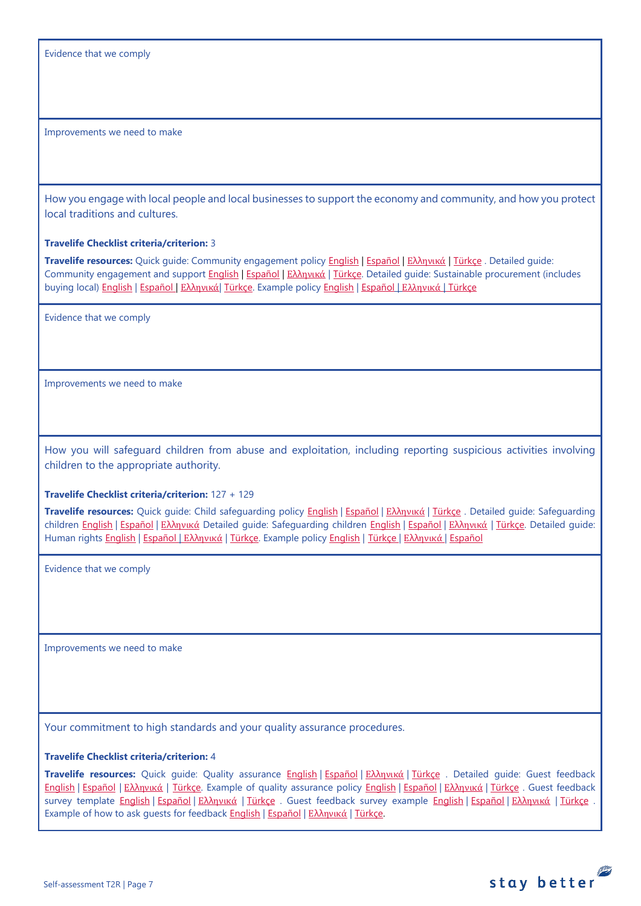Evidence that we comply

Improvements we need to make

How you engage with local people and local businesses to support the economy and community, and how you protect local traditions and cultures.

**Travelife Checklist criteria/criterion:** 3

**Travelife resources:** Quick guide: Community engagement policy English | Español | Ελληνικά | Türkçe . Detailed guide: Community engagement and support English | Español | Ελληνικά | Türkçe. Detailed guide: Sustainable procurement (includes buying local) English | Español | Ελληνικά| Türkçe. Example policy English | Español | Ελληνικά | Türkçe

Evidence that we comply

Improvements we need to make

How you will safeguard children from abuse and exploitation, including reporting suspicious activities involving children to the appropriate authority.

**Travelife Checklist criteria/criterion:** 127 + 129

**Travelife resources:** Quick guide: Child safeguarding policy English | Español | Ελληνικά | Türkçe . Detailed guide: Safeguarding children English | Español | Ελληνικά Detailed guide: Safeguarding children English | Español | Ελληνικά | Türkçe. Detailed guide: Human rights English | Español | Ελληνικά | Türkçe. Example policy English | Türkçe | Ελληνικά | Español

Evidence that we comply

Improvements we need to make

Your commitment to high standards and your quality assurance procedures.

**Travelife Checklist criteria/criterion:** 4

**Travelife resources:** Quick guide: Quality assurance English | Español | Ελληνικά | Türkçe . Detailed guide: Guest feedback English | Español | Ελληνικά | Türkçe. Example of quality assurance policy English | Español | Ελληνικά | Türkçe . Guest feedback survey template English | Español | Ελληνικά | Türkçe . Guest feedback survey example English | Español | Ελληνικά | Türkçe . Example of how to ask guests for feedback English | Español | Ελληνικά | Türkçe.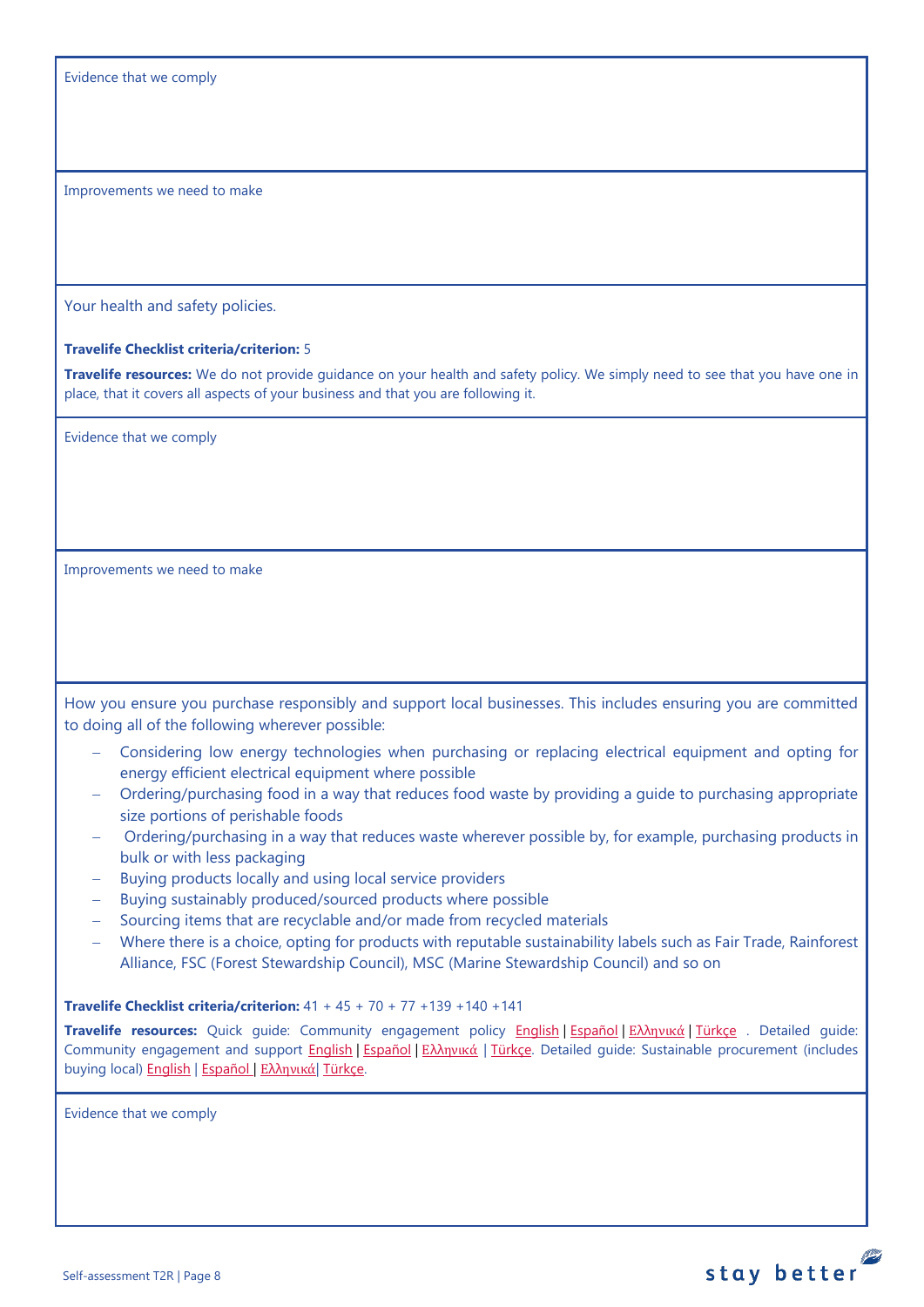Evidence that we comply

Improvements we need to make

Your health and safety policies.

**Travelife Checklist criteria/criterion:** 5

**Travelife resources:** We do not provide guidance on your health and safety policy. We simply need to see that you have one in place, that it covers all aspects of your business and that you are following it.

Evidence that we comply

Improvements we need to make

How you ensure you purchase responsibly and support local businesses. This includes ensuring you are committed to doing all of the following wherever possible:

- Considering low energy technologies when purchasing or replacing electrical equipment and opting for energy efficient electrical equipment where possible
- Ordering/purchasing food in a way that reduces food waste by providing a guide to purchasing appropriate size portions of perishable foods
- Ordering/purchasing in a way that reduces waste wherever possible by, for example, purchasing products in bulk or with less packaging
- Buying products locally and using local service providers
- Buying sustainably produced/sourced products where possible
- Sourcing items that are recyclable and/or made from recycled materials
- Where there is a choice, opting for products with reputable sustainability labels such as Fair Trade, Rainforest Alliance, FSC (Forest Stewardship Council), MSC (Marine Stewardship Council) and so on

**Travelife Checklist criteria/criterion:** 41 + 45 + 70 + 77 +139 +140 +141

**Travelife resources:** Quick guide: Community engagement policy English | Español | Ελληνικά | Türkçe . Detailed guide: Community engagement and support English | Español | Ελληνικά | Türkçe. Detailed guide: Sustainable procurement (includes buying local) English | Español | Ελληνικά| Türkçe.

Evidence that we comply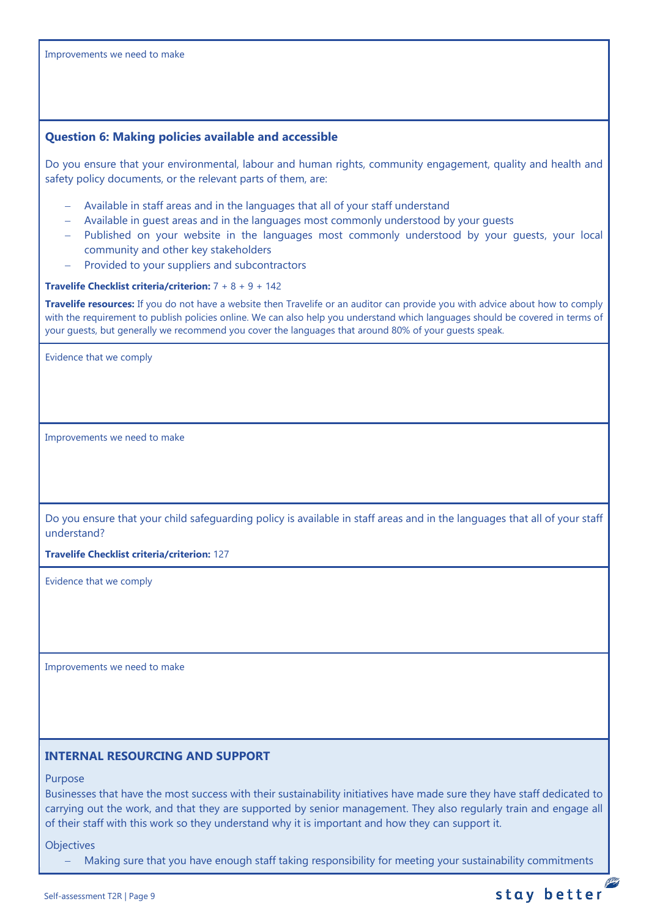Improvements we need to make

### Question 6: Making policies available and accessible

Do you ensure that your environmental, labour and human rights, community engagement, quality and health and safety policy documents, or the relevant parts of them, are:

- Available in staff areas and in the languages that all of your staff understand
- Available in guest areas and in the languages most commonly understood by your guests
- Published on your website in the languages most commonly understood by your guests, your local community and other key stakeholders
- Provided to your suppliers and subcontractors

**Travelife Checklist criteria/criterion:** 7 + 8 + 9 + 142

**Travelife resources:** If you do not have a website then Travelife or an auditor can provide you with advice about how to comply with the requirement to publish policies online. We can also help you understand which languages should be covered in terms of your guests, but generally we recommend you cover the languages that around 80% of your guests speak.

Evidence that we comply

Improvements we need to make

Do you ensure that your child safeguarding policy is available in staff areas and in the languages that all of your staff understand?

**Travelife Checklist criteria/criterion:** 127

Evidence that we comply

Improvements we need to make

## INTERNAL RESOURCING AND SUPPORT

Purpose

Businesses that have the most success with their sustainability initiatives have made sure they have staff dedicated to carrying out the work, and that they are supported by senior management. They also regularly train and engage all of their staff with this work so they understand why it is important and how they can support it.

Objectives

- Making sure that you have enough staff taking responsibility for meeting your sustainability commitments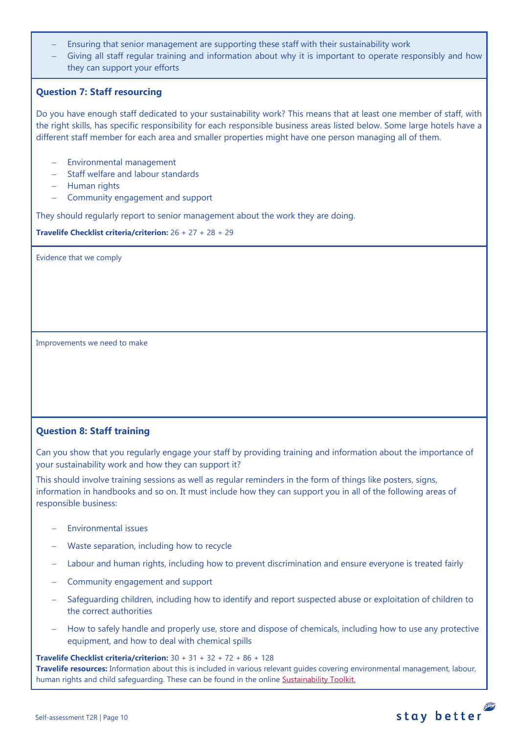- Ensuring that senior management are supporting these staff with their sustainability work
- Giving all staff regular training and information about why it is important to operate responsibly and how they can support your efforts

### Question 7: Staff resourcing

Do you have enough staff dedicated to your sustainability work? This means that at least one member of staff, with the right skills, has specific responsibility for each responsible business areas listed below. Some large hotels have a different staff member for each area and smaller properties might have one person managing all of them.

- Environmental management
- Staff welfare and labour standards
- Human rights
- Community engagement and support

They should regularly report to senior management about the work they are doing.

**Travelife Checklist criteria/criterion:** 26 + 27 + 28 + 29

Evidence that we comply

Improvements we need to make

### Question 8: Staff training

Can you show that you regularly engage your staff by providing training and information about the importance of your sustainability work and how they can support it?

This should involve training sessions as well as regular reminders in the form of things like posters, signs, information in handbooks and so on. It must include how they can support you in all of the following areas of responsible business:

- Environmental issues
- Waste separation, including how to recycle
- Labour and human rights, including how to prevent discrimination and ensure everyone is treated fairly
- Community engagement and support
- Safeguarding children, including how to identify and report suspected abuse or exploitation of children to the correct authorities
- How to safely handle and properly use, store and dispose of chemicals, including how to use any protective equipment, and how to deal with chemical spills

**Travelife Checklist criteria/criterion:** 30 + 31 + 32 + 72 + 86 + 128
**Travelife resources:** Information about this is included in various relevant guides covering environmental management, labour, human rights and child safeguarding. These can be found in the online Sustainability Toolkit.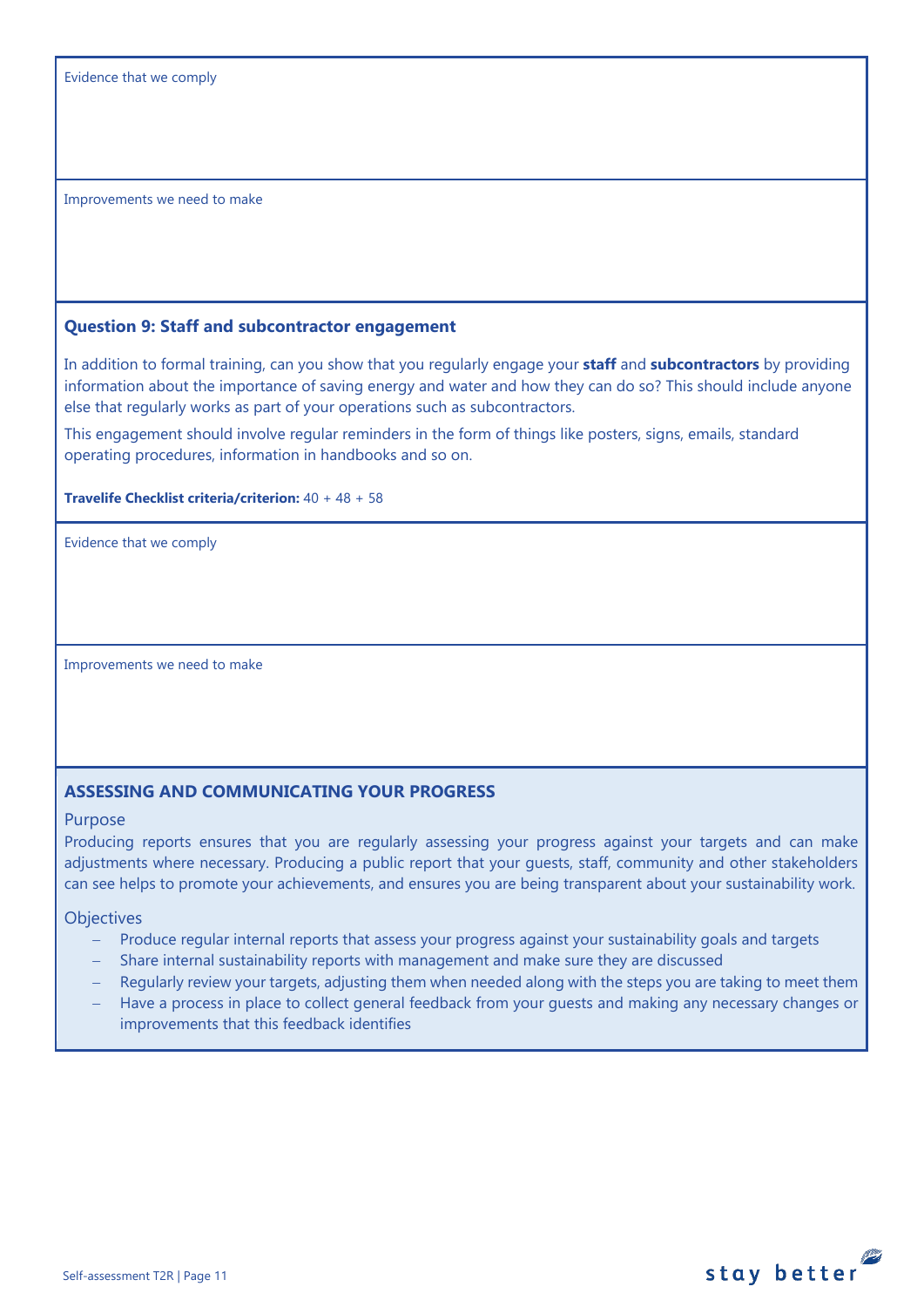Evidence that we comply

Improvements we need to make

### Question 9: Staff and subcontractor engagement

In addition to formal training, can you show that you regularly engage your **staff** and **subcontractors** by providing information about the importance of saving energy and water and how they can do so? This should include anyone else that regularly works as part of your operations such as subcontractors.

This engagement should involve regular reminders in the form of things like posters, signs, emails, standard operating procedures, information in handbooks and so on.

**Travelife Checklist criteria/criterion:** 40 + 48 + 58

Evidence that we comply

Improvements we need to make

## ASSESSING AND COMMUNICATING YOUR PROGRESS

Purpose

Producing reports ensures that you are regularly assessing your progress against your targets and can make adjustments where necessary. Producing a public report that your guests, staff, community and other stakeholders can see helps to promote your achievements, and ensures you are being transparent about your sustainability work.

Objectives

- Produce regular internal reports that assess your progress against your sustainability goals and targets
- Share internal sustainability reports with management and make sure they are discussed
- Regularly review your targets, adjusting them when needed along with the steps you are taking to meet them
- Have a process in place to collect general feedback from your guests and making any necessary changes or improvements that this feedback identifies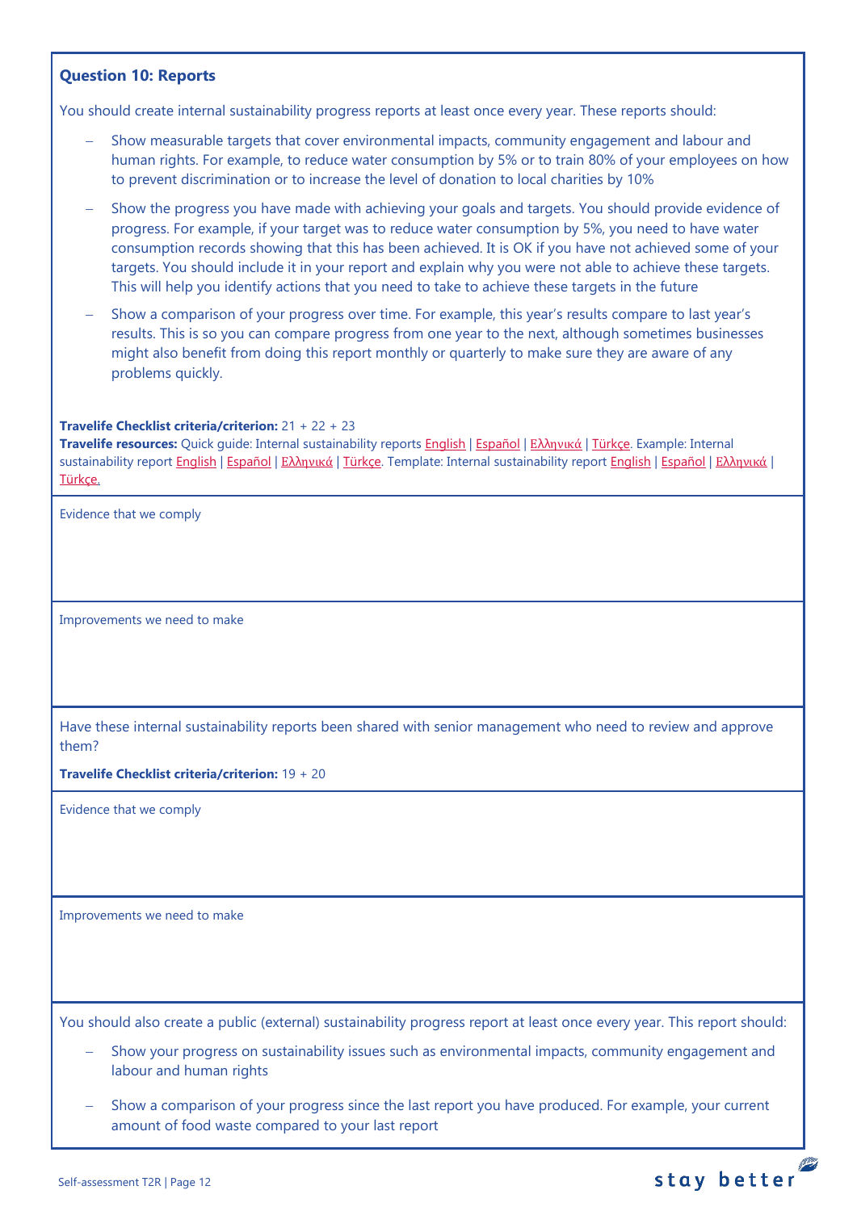### Question 10: Reports

You should create internal sustainability progress reports at least once every year. These reports should:

- Show measurable targets that cover environmental impacts, community engagement and labour and human rights. For example, to reduce water consumption by 5% or to train 80% of your employees on how to prevent discrimination or to increase the level of donation to local charities by 10%
- Show the progress you have made with achieving your goals and targets. You should provide evidence of progress. For example, if your target was to reduce water consumption by 5%, you need to have water consumption records showing that this has been achieved. It is OK if you have not achieved some of your targets. You should include it in your report and explain why you were not able to achieve these targets. This will help you identify actions that you need to take to achieve these targets in the future
- Show a comparison of your progress over time. For example, this year's results compare to last year's results. This is so you can compare progress from one year to the next, although sometimes businesses might also benefit from doing this report monthly or quarterly to make sure they are aware of any problems quickly.

**Travelife Checklist criteria/criterion:** 21 + 22 + 23
**Travelife resources:** Quick guide: Internal sustainability reports English | Español | Ελληνικά | Türkçe. Example: Internal sustainability report English | Español | Ελληνικά | Türkçe. Template: Internal sustainability report English | Español | Ελληνικά | Türkçe.

Evidence that we comply

Improvements we need to make

Have these internal sustainability reports been shared with senior management who need to review and approve them?

**Travelife Checklist criteria/criterion:** 19 + 20

Evidence that we comply

Improvements we need to make

You should also create a public (external) sustainability progress report at least once every year. This report should:

- Show your progress on sustainability issues such as environmental impacts, community engagement and labour and human rights
- Show a comparison of your progress since the last report you have produced. For example, your current amount of food waste compared to your last report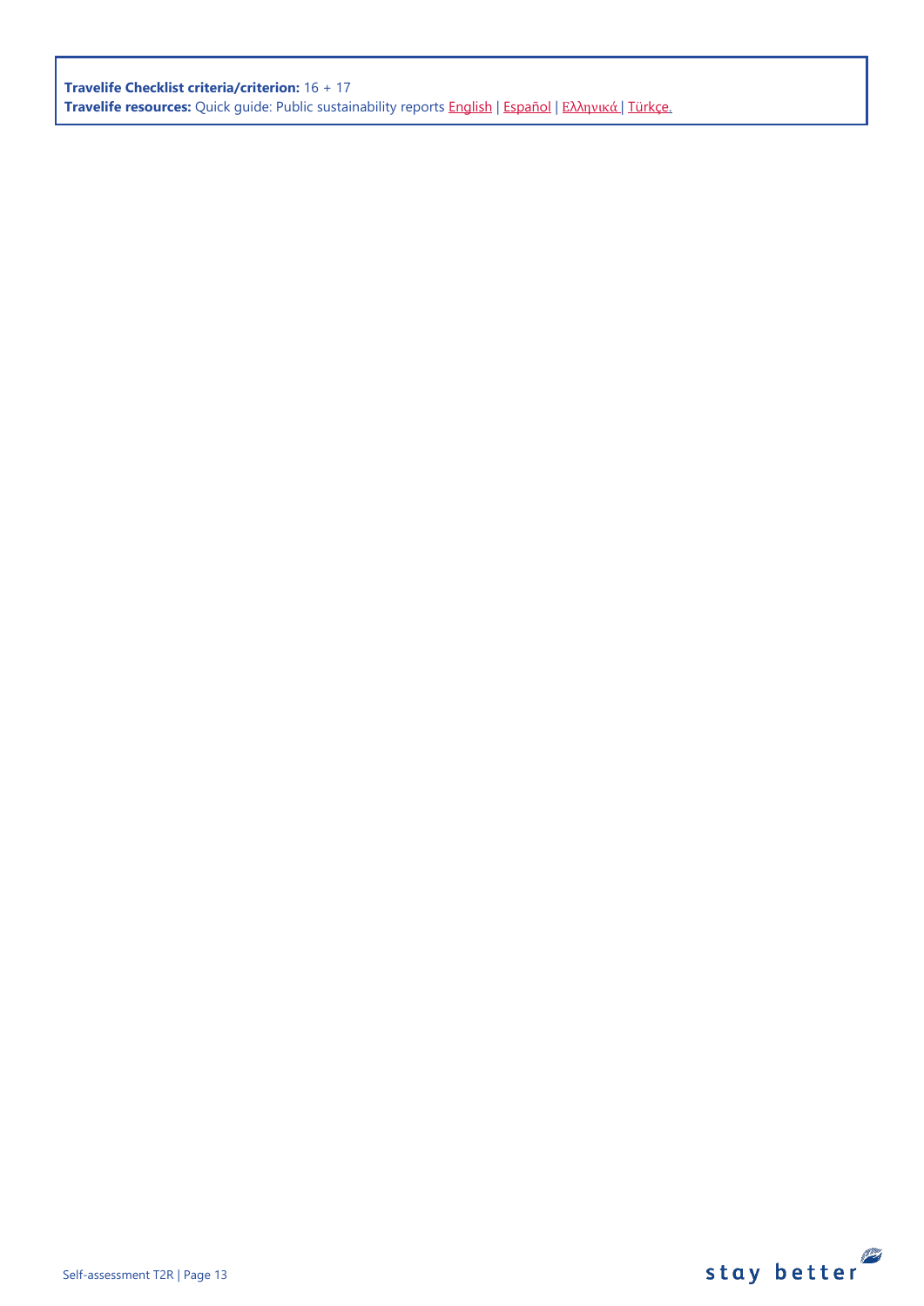**Travelife Checklist criteria/criterion:** 16 + 17
**Travelife resources:** Quick guide: Public sustainability reports English | Español | Ελληνικά | Türkçe.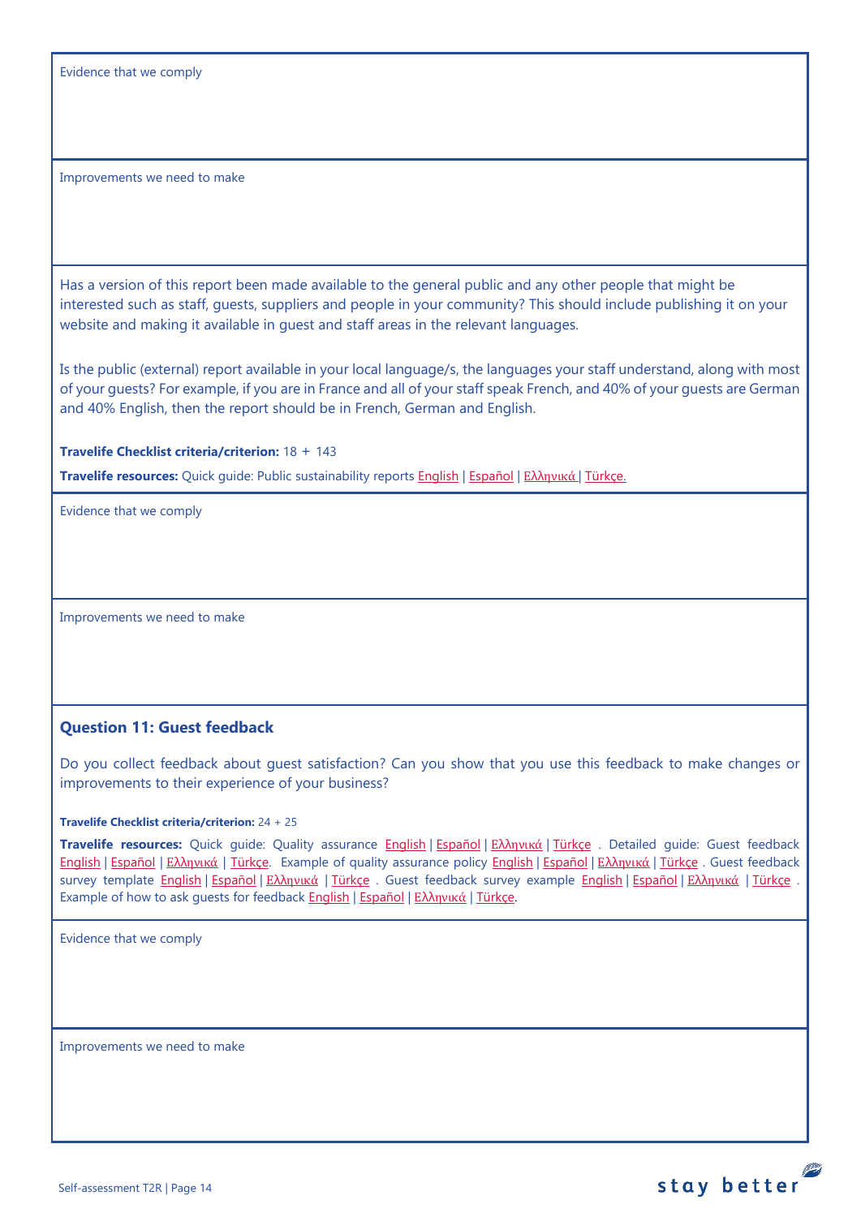Evidence that we comply

Improvements we need to make

Has a version of this report been made available to the general public and any other people that might be interested such as staff, guests, suppliers and people in your community? This should include publishing it on your website and making it available in guest and staff areas in the relevant languages.

Is the public (external) report available in your local language/s, the languages your staff understand, along with most of your guests? For example, if you are in France and all of your staff speak French, and 40% of your guests are German and 40% English, then the report should be in French, German and English.

**Travelife Checklist criteria/criterion:** 18 + 143

**Travelife resources:** Quick guide: Public sustainability reports English | Español | Ελληνικά | Türkçe.

Evidence that we comply

Improvements we need to make

### Question 11: Guest feedback

Do you collect feedback about guest satisfaction? Can you show that you use this feedback to make changes or improvements to their experience of your business?

**Travelife Checklist criteria/criterion:** 24 + 25

**Travelife resources:** Quick guide: Quality assurance English | Español | Ελληνικά | Türkçe . Detailed guide: Guest feedback English | Español | Ελληνικά | Türkçe. Example of quality assurance policy English | Español | Ελληνικά | Türkçe . Guest feedback survey template English | Español | Ελληνικά | Türkçe . Guest feedback survey example English | Español | Ελληνικά | Türkçe . Example of how to ask guests for feedback English | Español | Ελληνικά | Türkçe.

Evidence that we comply

Improvements we need to make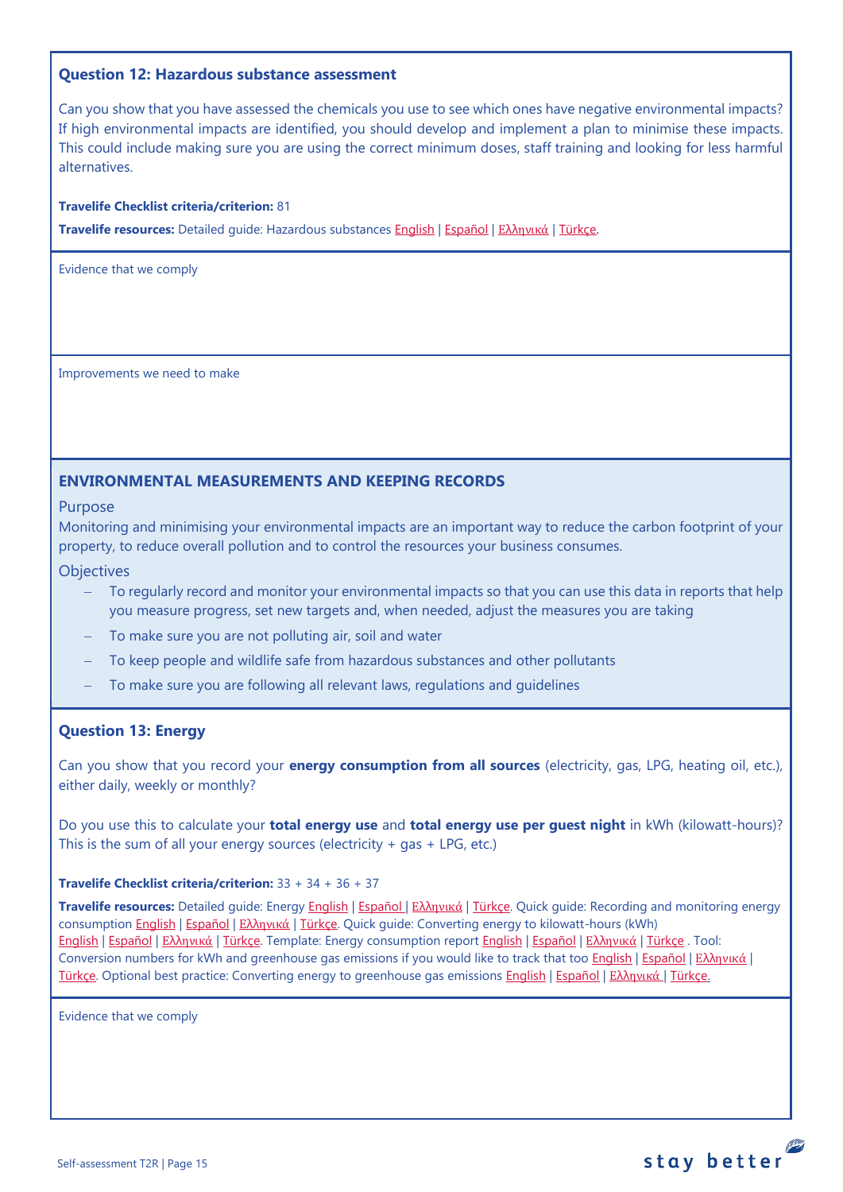### Question 12: Hazardous substance assessment

Can you show that you have assessed the chemicals you use to see which ones have negative environmental impacts? If high environmental impacts are identified, you should develop and implement a plan to minimise these impacts. This could include making sure you are using the correct minimum doses, staff training and looking for less harmful alternatives.

**Travelife Checklist criteria/criterion:** 81

**Travelife resources:** Detailed guide: Hazardous substances English | Español | Ελληνικά | Türkçe.

Evidence that we comply

Improvements we need to make

## ENVIRONMENTAL MEASUREMENTS AND KEEPING RECORDS

Purpose

Monitoring and minimising your environmental impacts are an important way to reduce the carbon footprint of your property, to reduce overall pollution and to control the resources your business consumes.

Objectives

- To regularly record and monitor your environmental impacts so that you can use this data in reports that help you measure progress, set new targets and, when needed, adjust the measures you are taking
- To make sure you are not polluting air, soil and water
- To keep people and wildlife safe from hazardous substances and other pollutants
- To make sure you are following all relevant laws, regulations and guidelines

### Question 13: Energy

Can you show that you record your **energy consumption from all sources** (electricity, gas, LPG, heating oil, etc.), either daily, weekly or monthly?

Do you use this to calculate your **total energy use** and **total energy use per guest night** in kWh (kilowatt-hours)? This is the sum of all your energy sources (electricity + gas + LPG, etc.)

**Travelife Checklist criteria/criterion:** 33 + 34 + 36 + 37

**Travelife resources:** Detailed guide: Energy English | Español | Ελληνικά | Türkçe. Quick guide: Recording and monitoring energy consumption English | Español | Ελληνικά | Türkçe. Quick guide: Converting energy to kilowatt-hours (kWh) English | Español | Ελληνικά | Türkçe. Template: Energy consumption report English | Español | Ελληνικά | Türkçe . Tool: Conversion numbers for kWh and greenhouse gas emissions if you would like to track that too English | Español | Ελληνικά | Türkçe. Optional best practice: Converting energy to greenhouse gas emissions English | Español | Ελληνικά | Türkçe.

Evidence that we comply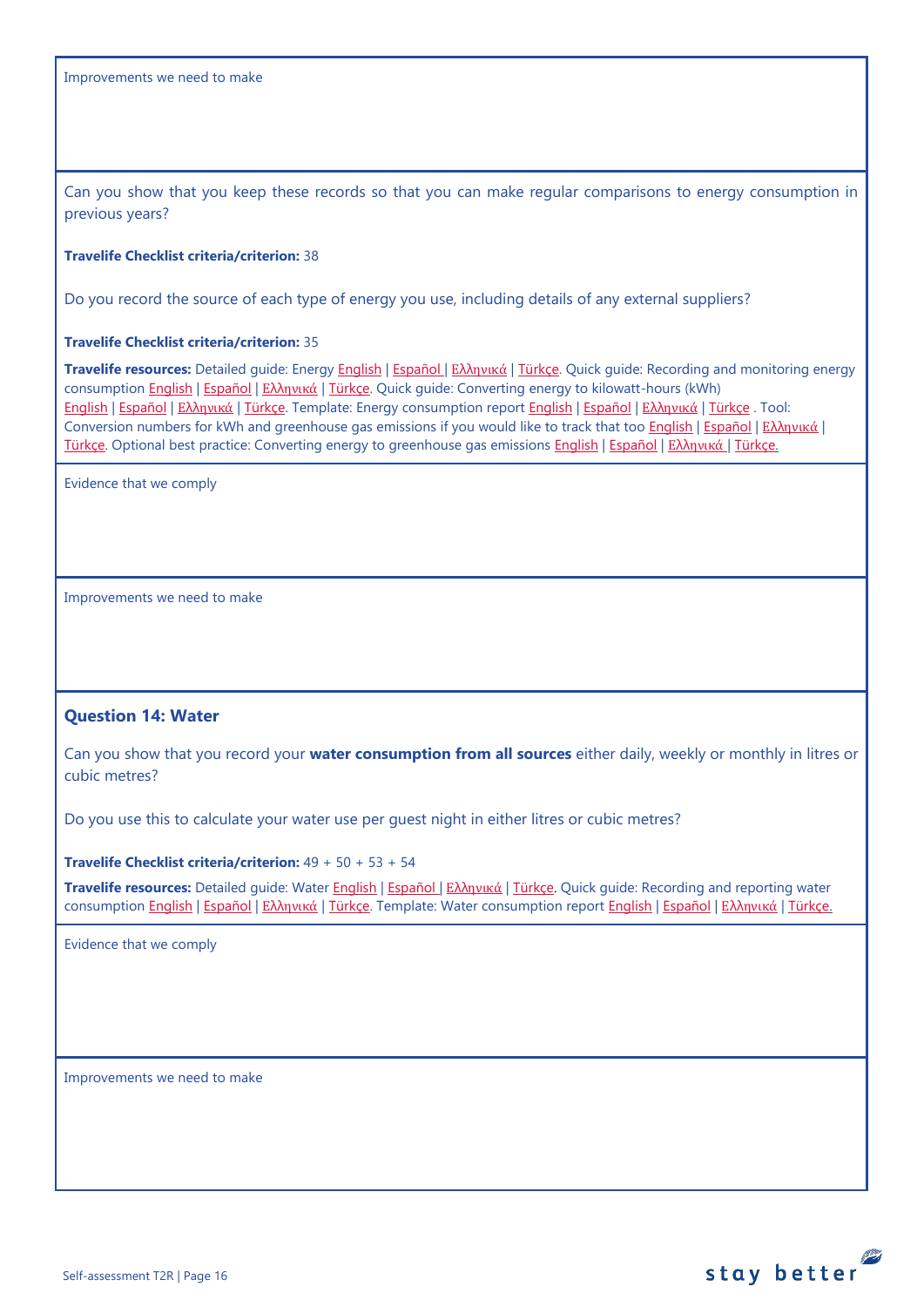Improvements we need to make

Can you show that you keep these records so that you can make regular comparisons to energy consumption in previous years?

**Travelife Checklist criteria/criterion:** 38

Do you record the source of each type of energy you use, including details of any external suppliers?

**Travelife Checklist criteria/criterion:** 35

**Travelife resources:** Detailed guide: Energy English | Español | Ελληνικά | Türkçe. Quick guide: Recording and monitoring energy consumption English | Español | Ελληνικά | Türkçe. Quick guide: Converting energy to kilowatt-hours (kWh) English | Español | Ελληνικά | Türkçe. Template: Energy consumption report English | Español | Ελληνικά | Türkçe . Tool: Conversion numbers for kWh and greenhouse gas emissions if you would like to track that too English | Español | Ελληνικά | Türkçe. Optional best practice: Converting energy to greenhouse gas emissions English | Español | Ελληνικά | Türkçe.

Evidence that we comply

Improvements we need to make

### Question 14: Water

Can you show that you record your **water consumption from all sources** either daily, weekly or monthly in litres or cubic metres?

Do you use this to calculate your water use per guest night in either litres or cubic metres?

**Travelife Checklist criteria/criterion:** 49 + 50 + 53 + 54

**Travelife resources:** Detailed guide: Water English | Español | Ελληνικά | Türkçe. Quick guide: Recording and reporting water consumption English | Español | Ελληνικά | Türkçe. Template: Water consumption report English | Español | Ελληνικά | Türkçe.

Evidence that we comply

Improvements we need to make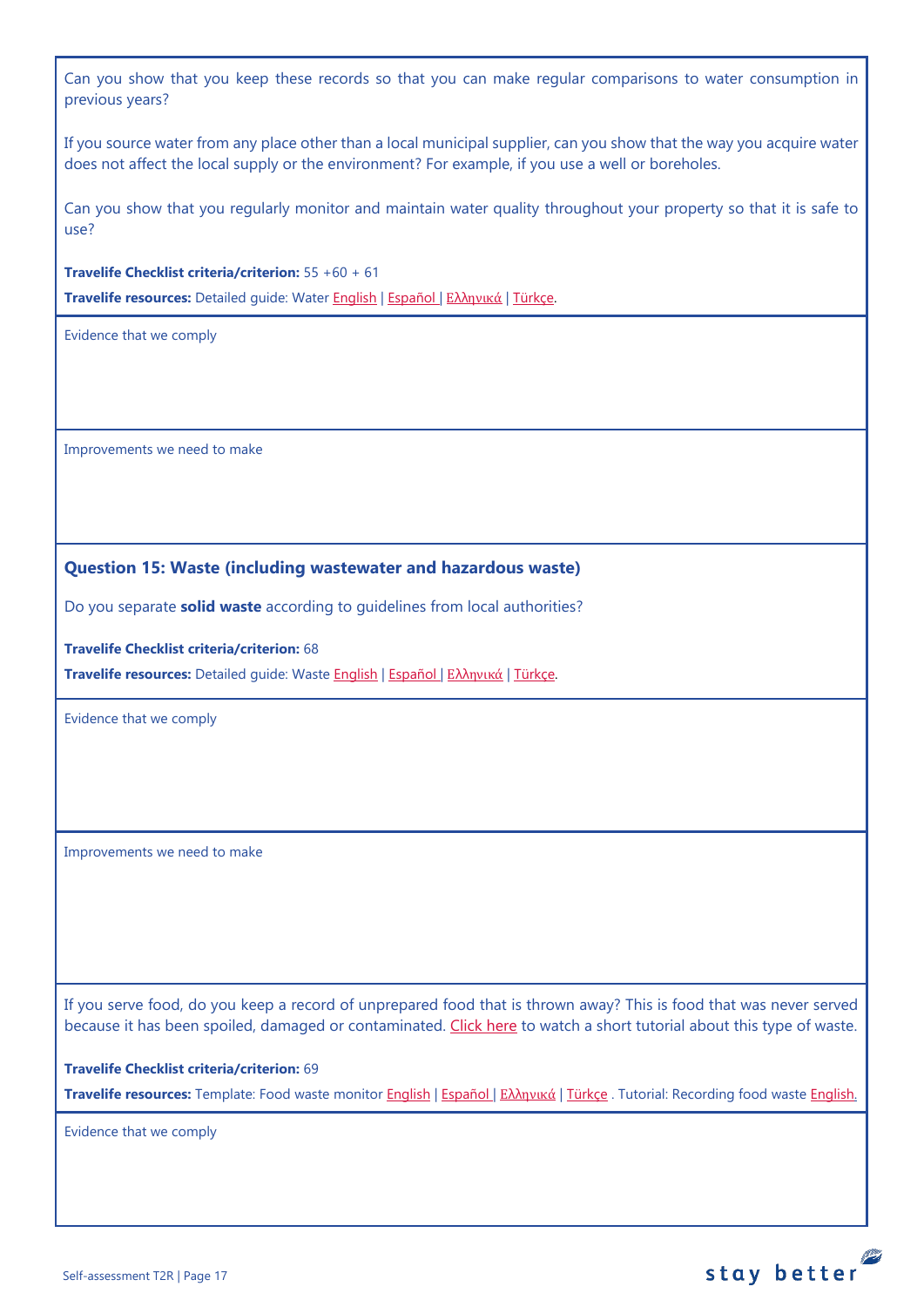Can you show that you keep these records so that you can make regular comparisons to water consumption in previous years?

If you source water from any place other than a local municipal supplier, can you show that the way you acquire water does not affect the local supply or the environment? For example, if you use a well or boreholes.

Can you show that you regularly monitor and maintain water quality throughout your property so that it is safe to use?

**Travelife Checklist criteria/criterion:** 55 +60 + 61

**Travelife resources:** Detailed guide: Water English | Español | Ελληνικά | Türkçe.

Evidence that we comply

Improvements we need to make

### Question 15: Waste (including wastewater and hazardous waste)

Do you separate **solid waste** according to guidelines from local authorities?

**Travelife Checklist criteria/criterion:** 68

**Travelife resources:** Detailed guide: Waste English | Español | Ελληνικά | Türkçe.

Evidence that we comply

Improvements we need to make

If you serve food, do you keep a record of unprepared food that is thrown away? This is food that was never served because it has been spoiled, damaged or contaminated. Click here to watch a short tutorial about this type of waste.

**Travelife Checklist criteria/criterion:** 69

**Travelife resources:** Template: Food waste monitor English | Español | Ελληνικά | Türkçe . Tutorial: Recording food waste English.

Evidence that we comply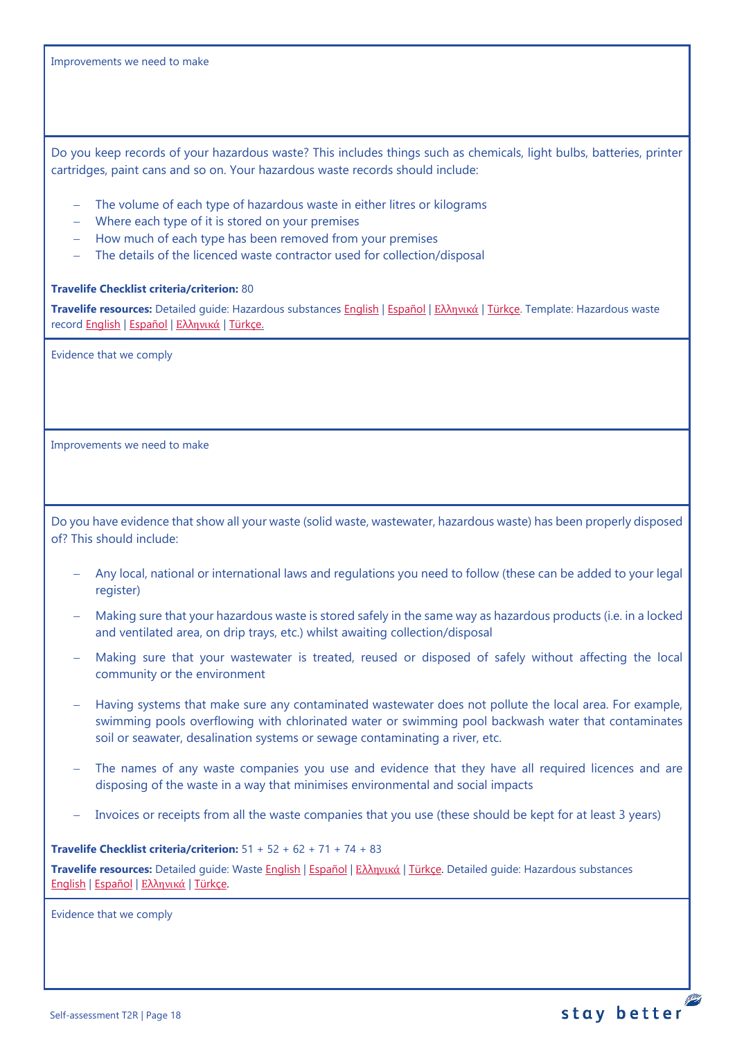Improvements we need to make

Do you keep records of your hazardous waste? This includes things such as chemicals, light bulbs, batteries, printer cartridges, paint cans and so on. Your hazardous waste records should include:

- The volume of each type of hazardous waste in either litres or kilograms
- Where each type of it is stored on your premises
- How much of each type has been removed from your premises
- The details of the licenced waste contractor used for collection/disposal

**Travelife Checklist criteria/criterion:** 80

**Travelife resources:** Detailed guide: Hazardous substances English | Español | Ελληνικά | Türkçe. Template: Hazardous waste record English | Español | Ελληνικά | Türkçe.

Evidence that we comply

Improvements we need to make

Do you have evidence that show all your waste (solid waste, wastewater, hazardous waste) has been properly disposed of? This should include:

- Any local, national or international laws and regulations you need to follow (these can be added to your legal register)
- Making sure that your hazardous waste is stored safely in the same way as hazardous products (i.e. in a locked and ventilated area, on drip trays, etc.) whilst awaiting collection/disposal
- Making sure that your wastewater is treated, reused or disposed of safely without affecting the local community or the environment
- Having systems that make sure any contaminated wastewater does not pollute the local area. For example, swimming pools overflowing with chlorinated water or swimming pool backwash water that contaminates soil or seawater, desalination systems or sewage contaminating a river, etc.
- The names of any waste companies you use and evidence that they have all required licences and are disposing of the waste in a way that minimises environmental and social impacts
- Invoices or receipts from all the waste companies that you use (these should be kept for at least 3 years)

**Travelife Checklist criteria/criterion:** 51 + 52 + 62 + 71 + 74 + 83

**Travelife resources:** Detailed guide: Waste English | Español | Ελληνικά | Türkçe. Detailed guide: Hazardous substances English | Español | Ελληνικά | Türkçe.

Evidence that we comply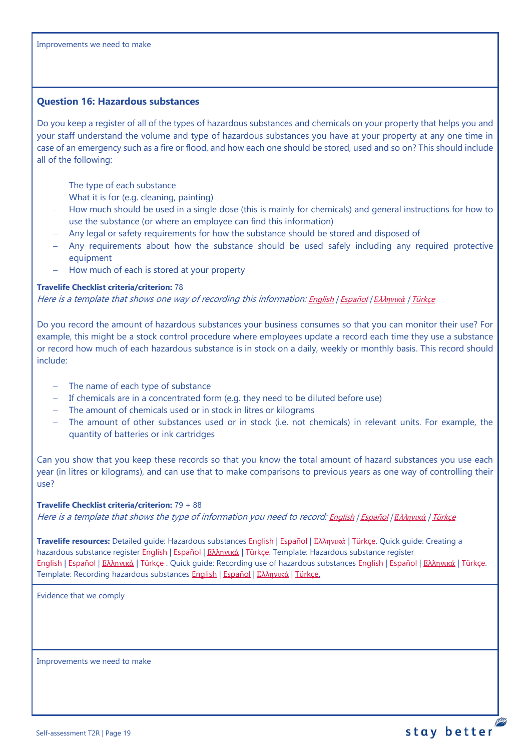Improvements we need to make

### Question 16: Hazardous substances

Do you keep a register of all of the types of hazardous substances and chemicals on your property that helps you and your staff understand the volume and type of hazardous substances you have at your property at any one time in case of an emergency such as a fire or flood, and how each one should be stored, used and so on? This should include all of the following:

- The type of each substance
- What it is for (e.g. cleaning, painting)
- How much should be used in a single dose (this is mainly for chemicals) and general instructions for how to use the substance (or where an employee can find this information)
- Any legal or safety requirements for how the substance should be stored and disposed of
- Any requirements about how the substance should be used safely including any required protective equipment
- How much of each is stored at your property

**Travelife Checklist criteria/criterion:** 78
*Here is a template that shows one way of recording this information: English / Español / Ελληνικά / Türkçe*

Do you record the amount of hazardous substances your business consumes so that you can monitor their use? For example, this might be a stock control procedure where employees update a record each time they use a substance or record how much of each hazardous substance is in stock on a daily, weekly or monthly basis. This record should include:

- The name of each type of substance
- If chemicals are in a concentrated form (e.g. they need to be diluted before use)
- The amount of chemicals used or in stock in litres or kilograms
- The amount of other substances used or in stock (i.e. not chemicals) in relevant units. For example, the quantity of batteries or ink cartridges

Can you show that you keep these records so that you know the total amount of hazard substances you use each year (in litres or kilograms), and can use that to make comparisons to previous years as one way of controlling their use?

**Travelife Checklist criteria/criterion:** 79 + 88
*Here is a template that shows the type of information you need to record: English / Español / Ελληνικά / Türkçe*

**Travelife resources:** Detailed guide: Hazardous substances English | Español | Ελληνικά | Türkçe. Quick guide: Creating a hazardous substance register English | Español | Ελληνικά | Türkçe. Template: Hazardous substance register English | Español | Ελληνικά | Türkçe . Quick guide: Recording use of hazardous substances English | Español | Ελληνικά | Türkçe. Template: Recording hazardous substances English | Español | Ελληνικά | Türkçe.

Evidence that we comply

Improvements we need to make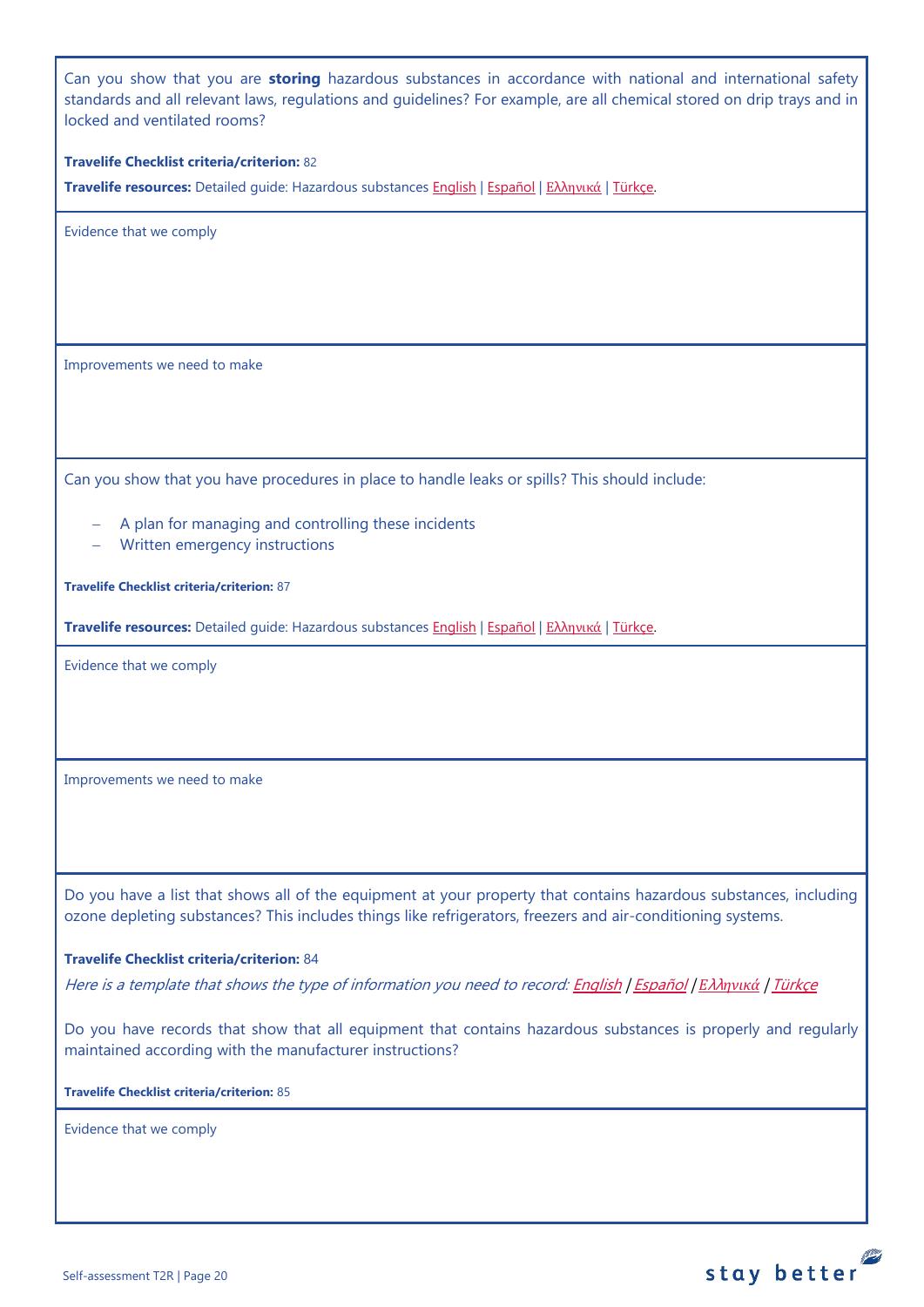Can you show that you are **storing** hazardous substances in accordance with national and international safety standards and all relevant laws, regulations and guidelines? For example, are all chemical stored on drip trays and in locked and ventilated rooms?

**Travelife Checklist criteria/criterion:** 82

**Travelife resources:** Detailed guide: Hazardous substances English | Español | Ελληνικά | Türkçe.

Evidence that we comply

Improvements we need to make

Can you show that you have procedures in place to handle leaks or spills? This should include:

- A plan for managing and controlling these incidents
- Written emergency instructions

**Travelife Checklist criteria/criterion:** 87

**Travelife resources:** Detailed guide: Hazardous substances English | Español | Ελληνικά | Türkçe.

Evidence that we comply

Improvements we need to make

Do you have a list that shows all of the equipment at your property that contains hazardous substances, including ozone depleting substances? This includes things like refrigerators, freezers and air-conditioning systems.

**Travelife Checklist criteria/criterion:** 84

*Here is a template that shows the type of information you need to record: English / Español / Ελληνικά / Türkçe*

Do you have records that show that all equipment that contains hazardous substances is properly and regularly maintained according with the manufacturer instructions?

**Travelife Checklist criteria/criterion:** 85

Evidence that we comply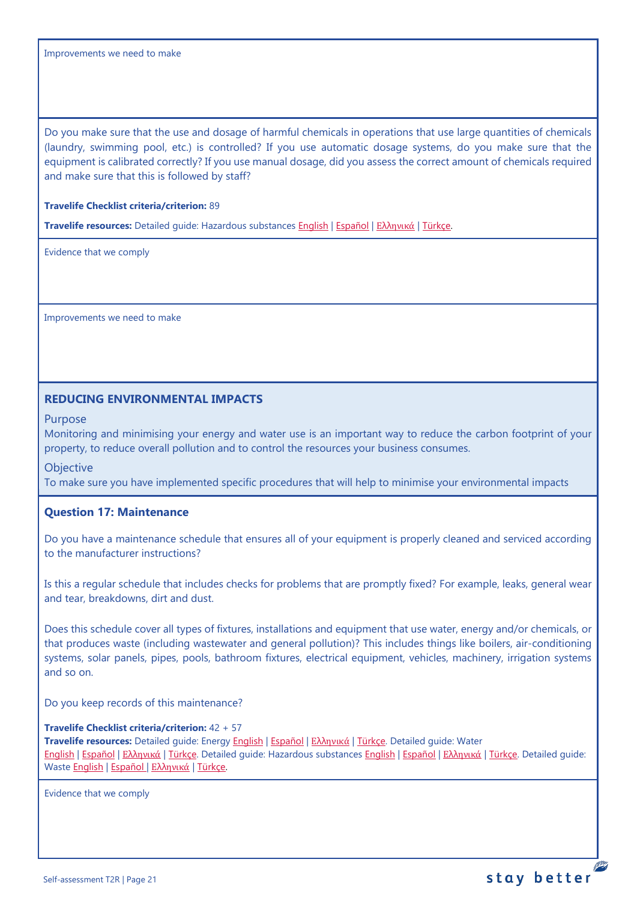Improvements we need to make

Do you make sure that the use and dosage of harmful chemicals in operations that use large quantities of chemicals (laundry, swimming pool, etc.) is controlled? If you use automatic dosage systems, do you make sure that the equipment is calibrated correctly? If you use manual dosage, did you assess the correct amount of chemicals required and make sure that this is followed by staff?

**Travelife Checklist criteria/criterion:** 89

**Travelife resources:** Detailed guide: Hazardous substances English | Español | Ελληνικά | Türkçe.

Evidence that we comply

Improvements we need to make

## REDUCING ENVIRONMENTAL IMPACTS

Purpose

Monitoring and minimising your energy and water use is an important way to reduce the carbon footprint of your property, to reduce overall pollution and to control the resources your business consumes.

Objective

To make sure you have implemented specific procedures that will help to minimise your environmental impacts

### Question 17: Maintenance

Do you have a maintenance schedule that ensures all of your equipment is properly cleaned and serviced according to the manufacturer instructions?

Is this a regular schedule that includes checks for problems that are promptly fixed? For example, leaks, general wear and tear, breakdowns, dirt and dust.

Does this schedule cover all types of fixtures, installations and equipment that use water, energy and/or chemicals, or that produces waste (including wastewater and general pollution)? This includes things like boilers, air-conditioning systems, solar panels, pipes, pools, bathroom fixtures, electrical equipment, vehicles, machinery, irrigation systems and so on.

Do you keep records of this maintenance?

**Travelife Checklist criteria/criterion:** 42 + 57

**Travelife resources:** Detailed guide: Energy English | Español | Ελληνικά | Türkçe. Detailed guide: Water English | Español | Ελληνικά | Türkçe. Detailed guide: Hazardous substances English | Español | Ελληνικά | Türkçe. Detailed guide: Waste English | Español | Ελληνικά | Türkçe.

Evidence that we comply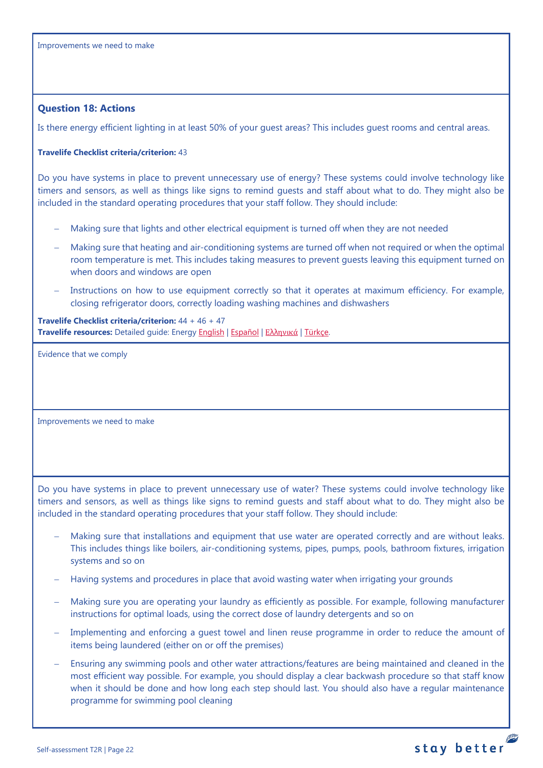Improvements we need to make

### Question 18: Actions

Is there energy efficient lighting in at least 50% of your guest areas? This includes guest rooms and central areas.

**Travelife Checklist criteria/criterion:** 43

Do you have systems in place to prevent unnecessary use of energy? These systems could involve technology like timers and sensors, as well as things like signs to remind guests and staff about what to do. They might also be included in the standard operating procedures that your staff follow. They should include:

- Making sure that lights and other electrical equipment is turned off when they are not needed
- Making sure that heating and air-conditioning systems are turned off when not required or when the optimal room temperature is met. This includes taking measures to prevent guests leaving this equipment turned on when doors and windows are open
- Instructions on how to use equipment correctly so that it operates at maximum efficiency. For example, closing refrigerator doors, correctly loading washing machines and dishwashers

**Travelife Checklist criteria/criterion:** 44 + 46 + 47
**Travelife resources:** Detailed guide: Energy English | Español | Ελληνικά | Türkçe.

Evidence that we comply

Improvements we need to make

Do you have systems in place to prevent unnecessary use of water? These systems could involve technology like timers and sensors, as well as things like signs to remind guests and staff about what to do. They might also be included in the standard operating procedures that your staff follow. They should include:

- Making sure that installations and equipment that use water are operated correctly and are without leaks. This includes things like boilers, air-conditioning systems, pipes, pumps, pools, bathroom fixtures, irrigation systems and so on
- Having systems and procedures in place that avoid wasting water when irrigating your grounds
- Making sure you are operating your laundry as efficiently as possible. For example, following manufacturer instructions for optimal loads, using the correct dose of laundry detergents and so on
- Implementing and enforcing a guest towel and linen reuse programme in order to reduce the amount of items being laundered (either on or off the premises)
- Ensuring any swimming pools and other water attractions/features are being maintained and cleaned in the most efficient way possible. For example, you should display a clear backwash procedure so that staff know when it should be done and how long each step should last. You should also have a regular maintenance programme for swimming pool cleaning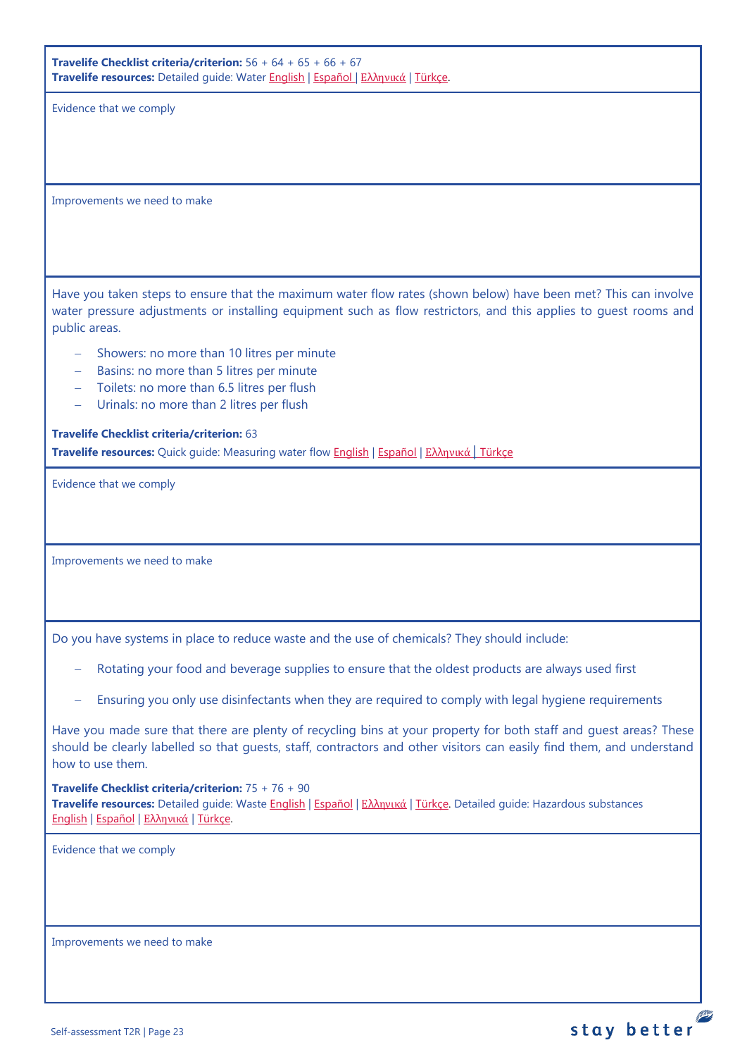**Travelife Checklist criteria/criterion:** 56 + 64 + 65 + 66 + 67
**Travelife resources:** Detailed guide: Water English | Español | Ελληνικά | Türkçe.

Evidence that we comply

Improvements we need to make

Have you taken steps to ensure that the maximum water flow rates (shown below) have been met? This can involve water pressure adjustments or installing equipment such as flow restrictors, and this applies to guest rooms and public areas.

- Showers: no more than 10 litres per minute
- Basins: no more than 5 litres per minute
- Toilets: no more than 6.5 litres per flush
- Urinals: no more than 2 litres per flush

**Travelife Checklist criteria/criterion:** 63
**Travelife resources:** Quick guide: Measuring water flow English | Español | Ελληνικά | Türkçe

Evidence that we comply

Improvements we need to make

Do you have systems in place to reduce waste and the use of chemicals? They should include:

- Rotating your food and beverage supplies to ensure that the oldest products are always used first
- Ensuring you only use disinfectants when they are required to comply with legal hygiene requirements

Have you made sure that there are plenty of recycling bins at your property for both staff and guest areas? These should be clearly labelled so that guests, staff, contractors and other visitors can easily find them, and understand how to use them.

**Travelife Checklist criteria/criterion:** 75 + 76 + 90
**Travelife resources:** Detailed guide: Waste English | Español | Ελληνικά | Türkçe. Detailed guide: Hazardous substances English | Español | Ελληνικά | Türkçe.

Evidence that we comply

Improvements we need to make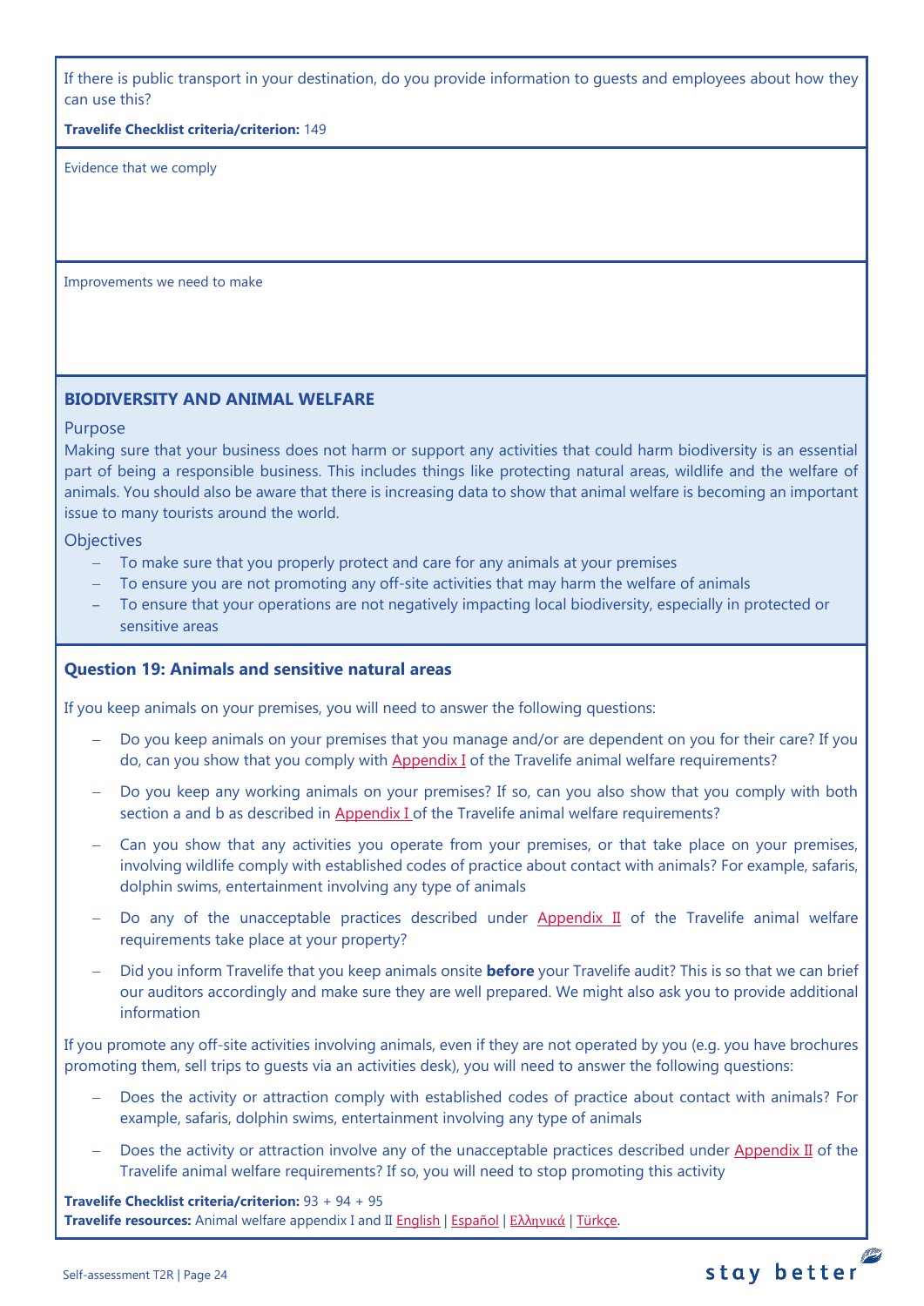If there is public transport in your destination, do you provide information to guests and employees about how they can use this?

**Travelife Checklist criteria/criterion:** 149

Evidence that we comply

Improvements we need to make

## BIODIVERSITY AND ANIMAL WELFARE

### Purpose

Making sure that your business does not harm or support any activities that could harm biodiversity is an essential part of being a responsible business. This includes things like protecting natural areas, wildlife and the welfare of animals. You should also be aware that there is increasing data to show that animal welfare is becoming an important issue to many tourists around the world.

### Objectives

- To make sure that you properly protect and care for any animals at your premises
- To ensure you are not promoting any off-site activities that may harm the welfare of animals
- To ensure that your operations are not negatively impacting local biodiversity, especially in protected or sensitive areas

### Question 19: Animals and sensitive natural areas

If you keep animals on your premises, you will need to answer the following questions:

- Do you keep animals on your premises that you manage and/or are dependent on you for their care? If you do, can you show that you comply with Appendix I of the Travelife animal welfare requirements?
- Do you keep any working animals on your premises? If so, can you also show that you comply with both section a and b as described in Appendix I of the Travelife animal welfare requirements?
- Can you show that any activities you operate from your premises, or that take place on your premises, involving wildlife comply with established codes of practice about contact with animals? For example, safaris, dolphin swims, entertainment involving any type of animals
- Do any of the unacceptable practices described under Appendix II of the Travelife animal welfare requirements take place at your property?
- Did you inform Travelife that you keep animals onsite **before** your Travelife audit? This is so that we can brief our auditors accordingly and make sure they are well prepared. We might also ask you to provide additional information

If you promote any off-site activities involving animals, even if they are not operated by you (e.g. you have brochures promoting them, sell trips to guests via an activities desk), you will need to answer the following questions:

- Does the activity or attraction comply with established codes of practice about contact with animals? For example, safaris, dolphin swims, entertainment involving any type of animals
- Does the activity or attraction involve any of the unacceptable practices described under Appendix II of the Travelife animal welfare requirements? If so, you will need to stop promoting this activity

**Travelife Checklist criteria/criterion:** 93 + 94 + 95
**Travelife resources:** Animal welfare appendix I and II English | Español | Ελληνικά | Türkçe.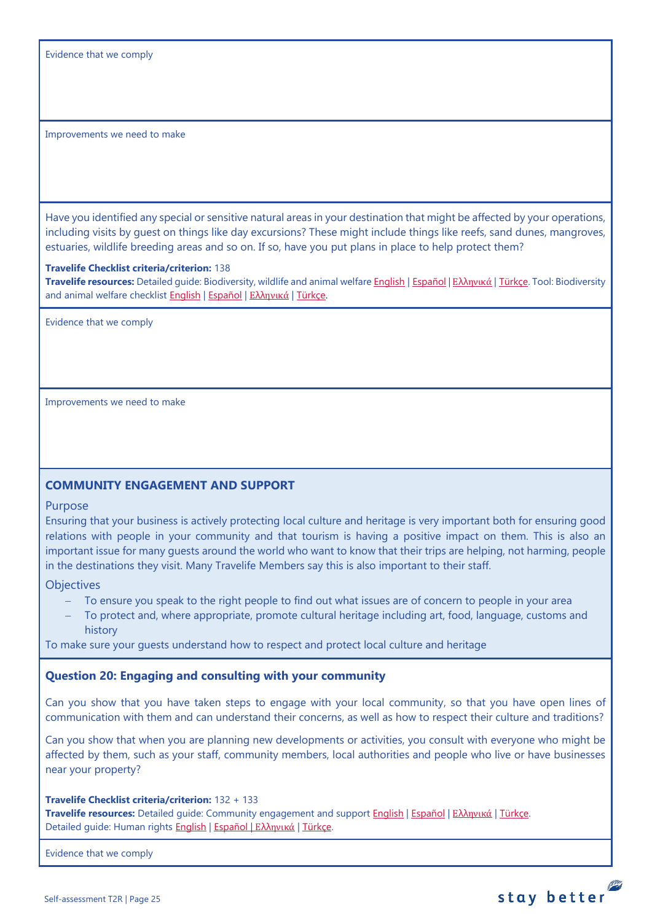Evidence that we comply

Improvements we need to make

Have you identified any special or sensitive natural areas in your destination that might be affected by your operations, including visits by guest on things like day excursions? These might include things like reefs, sand dunes, mangroves, estuaries, wildlife breeding areas and so on. If so, have you put plans in place to help protect them?

**Travelife Checklist criteria/criterion:** 138
**Travelife resources:** Detailed guide: Biodiversity, wildlife and animal welfare English | Español | Ελληνικά | Türkçe. Tool: Biodiversity and animal welfare checklist English | Español | Ελληνικά | Türkçe.

Evidence that we comply

Improvements we need to make

## COMMUNITY ENGAGEMENT AND SUPPORT

Purpose

Ensuring that your business is actively protecting local culture and heritage is very important both for ensuring good relations with people in your community and that tourism is having a positive impact on them. This is also an important issue for many guests around the world who want to know that their trips are helping, not harming, people in the destinations they visit. Many Travelife Members say this is also important to their staff.

Objectives

- To ensure you speak to the right people to find out what issues are of concern to people in your area
- To protect and, where appropriate, promote cultural heritage including art, food, language, customs and history

To make sure your guests understand how to respect and protect local culture and heritage

### Question 20: Engaging and consulting with your community

Can you show that you have taken steps to engage with your local community, so that you have open lines of communication with them and can understand their concerns, as well as how to respect their culture and traditions?

Can you show that when you are planning new developments or activities, you consult with everyone who might be affected by them, such as your staff, community members, local authorities and people who live or have businesses near your property?

**Travelife Checklist criteria/criterion:** 132 + 133
**Travelife resources:** Detailed guide: Community engagement and support English | Español | Ελληνικά | Türkçe.
Detailed guide: Human rights English | Español | Ελληνικά | Türkçe.

Evidence that we comply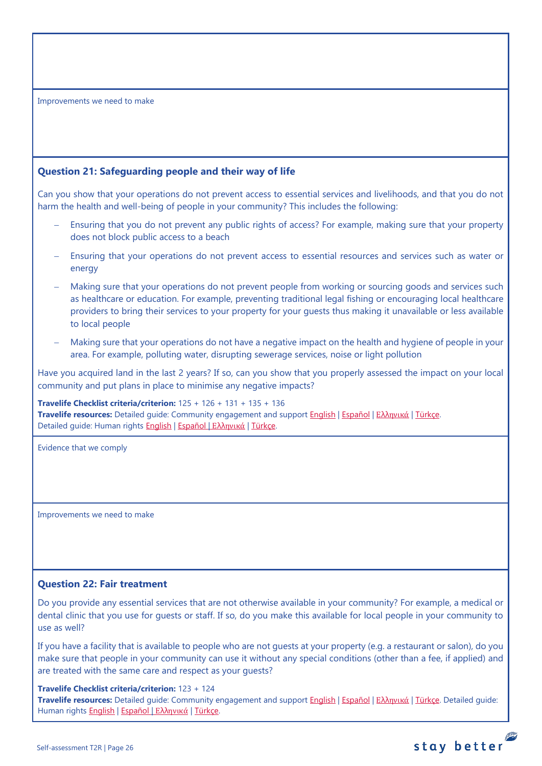Improvements we need to make

### Question 21: Safeguarding people and their way of life

Can you show that your operations do not prevent access to essential services and livelihoods, and that you do not harm the health and well-being of people in your community? This includes the following:

- Ensuring that you do not prevent any public rights of access? For example, making sure that your property does not block public access to a beach
- Ensuring that your operations do not prevent access to essential resources and services such as water or energy
- Making sure that your operations do not prevent people from working or sourcing goods and services such as healthcare or education. For example, preventing traditional legal fishing or encouraging local healthcare providers to bring their services to your property for your guests thus making it unavailable or less available to local people
- Making sure that your operations do not have a negative impact on the health and hygiene of people in your area. For example, polluting water, disrupting sewerage services, noise or light pollution

Have you acquired land in the last 2 years? If so, can you show that you properly assessed the impact on your local community and put plans in place to minimise any negative impacts?

**Travelife Checklist criteria/criterion:** 125 + 126 + 131 + 135 + 136
**Travelife resources:** Detailed guide: Community engagement and support English | Español | Ελληνικά | Türkçe.
Detailed guide: Human rights English | Español | Ελληνικά | Türkçe.

Evidence that we comply

Improvements we need to make

### Question 22: Fair treatment

Do you provide any essential services that are not otherwise available in your community? For example, a medical or dental clinic that you use for guests or staff. If so, do you make this available for local people in your community to use as well?

If you have a facility that is available to people who are not guests at your property (e.g. a restaurant or salon), do you make sure that people in your community can use it without any special conditions (other than a fee, if applied) and are treated with the same care and respect as your guests?

**Travelife Checklist criteria/criterion:** 123 + 124
**Travelife resources:** Detailed guide: Community engagement and support English | Español | Ελληνικά | Türkçe. Detailed guide: Human rights English | Español | Ελληνικά | Türkçe.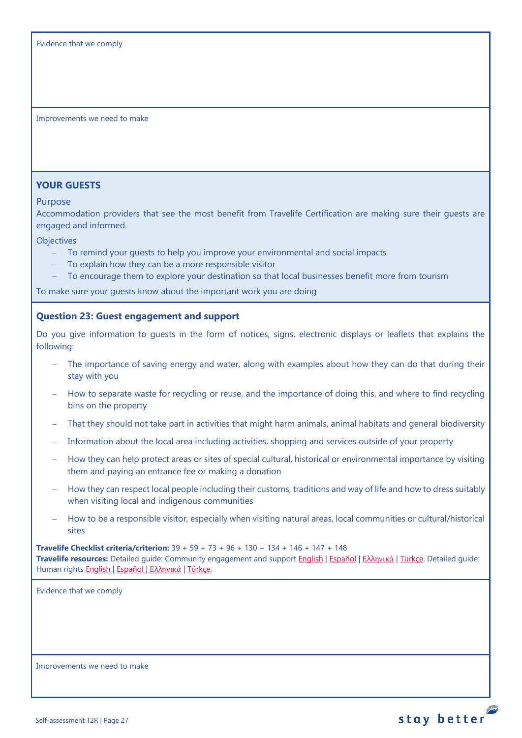Evidence that we comply

Improvements we need to make

## YOUR GUESTS

Purpose

Accommodation providers that see the most benefit from Travelife Certification are making sure their guests are engaged and informed.

Objectives

- To remind your guests to help you improve your environmental and social impacts
- To explain how they can be a more responsible visitor
- To encourage them to explore your destination so that local businesses benefit more from tourism

To make sure your guests know about the important work you are doing

### Question 23: Guest engagement and support

Do you give information to guests in the form of notices, signs, electronic displays or leaflets that explains the following:

- The importance of saving energy and water, along with examples about how they can do that during their stay with you
- How to separate waste for recycling or reuse, and the importance of doing this, and where to find recycling bins on the property
- That they should not take part in activities that might harm animals, animal habitats and general biodiversity
- Information about the local area including activities, shopping and services outside of your property
- How they can help protect areas or sites of special cultural, historical or environmental importance by visiting them and paying an entrance fee or making a donation
- How they can respect local people including their customs, traditions and way of life and how to dress suitably when visiting local and indigenous communities
- How to be a responsible visitor, especially when visiting natural areas, local communities or cultural/historical sites

**Travelife Checklist criteria/criterion:** 39 + 59 + 73 + 96 + 130 + 134 + 146 + 147 + 148
**Travelife resources:** Detailed guide: Community engagement and support English | Español | Ελληνικά | Türkçe. Detailed guide: Human rights English | Español | Ελληνικά | Türkçe.

Evidence that we comply

Improvements we need to make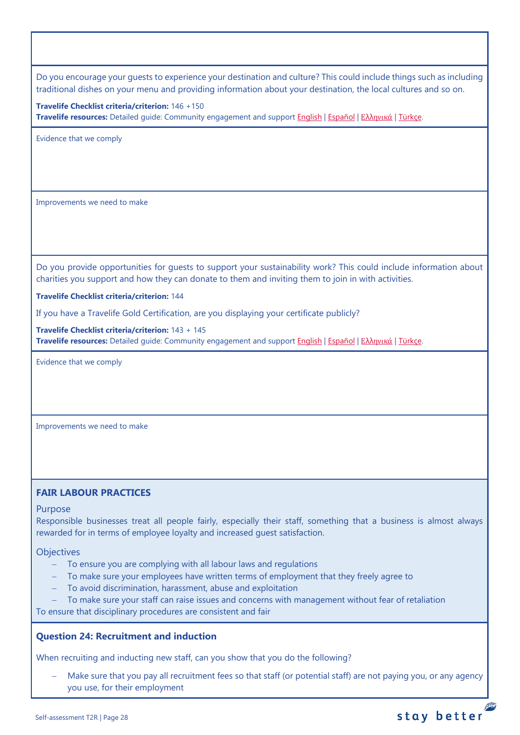Do you encourage your guests to experience your destination and culture? This could include things such as including traditional dishes on your menu and providing information about your destination, the local cultures and so on.

**Travelife Checklist criteria/criterion:** 146 +150
**Travelife resources:** Detailed guide: Community engagement and support English | Español | Ελληνικά | Türkçe.

Evidence that we comply

Improvements we need to make

Do you provide opportunities for guests to support your sustainability work? This could include information about charities you support and how they can donate to them and inviting them to join in with activities.

**Travelife Checklist criteria/criterion:** 144

If you have a Travelife Gold Certification, are you displaying your certificate publicly?

**Travelife Checklist criteria/criterion:** 143 + 145
**Travelife resources:** Detailed guide: Community engagement and support English | Español | Ελληνικά | Türkçe.

Evidence that we comply

Improvements we need to make

## FAIR LABOUR PRACTICES

Purpose
Responsible businesses treat all people fairly, especially their staff, something that a business is almost always rewarded for in terms of employee loyalty and increased guest satisfaction.

Objectives

- To ensure you are complying with all labour laws and regulations
- To make sure your employees have written terms of employment that they freely agree to
- To avoid discrimination, harassment, abuse and exploitation
- To make sure your staff can raise issues and concerns with management without fear of retaliation

To ensure that disciplinary procedures are consistent and fair

### Question 24: Recruitment and induction

When recruiting and inducting new staff, can you show that you do the following?

- Make sure that you pay all recruitment fees so that staff (or potential staff) are not paying you, or any agency you use, for their employment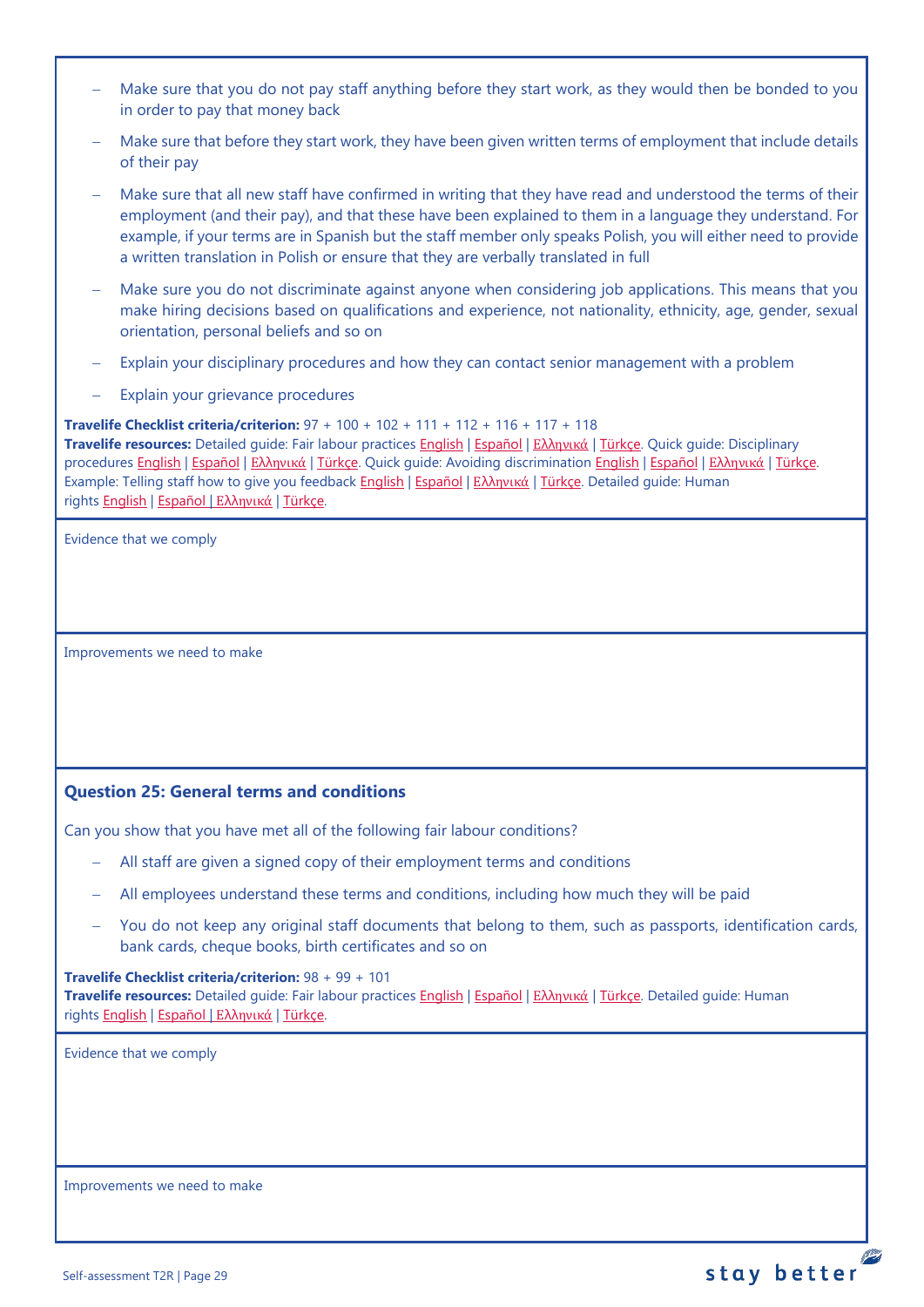- Make sure that you do not pay staff anything before they start work, as they would then be bonded to you in order to pay that money back
- Make sure that before they start work, they have been given written terms of employment that include details of their pay
- Make sure that all new staff have confirmed in writing that they have read and understood the terms of their employment (and their pay), and that these have been explained to them in a language they understand. For example, if your terms are in Spanish but the staff member only speaks Polish, you will either need to provide a written translation in Polish or ensure that they are verbally translated in full
- Make sure you do not discriminate against anyone when considering job applications. This means that you make hiring decisions based on qualifications and experience, not nationality, ethnicity, age, gender, sexual orientation, personal beliefs and so on
- Explain your disciplinary procedures and how they can contact senior management with a problem
- Explain your grievance procedures

**Travelife Checklist criteria/criterion:** 97 + 100 + 102 + 111 + 112 + 116 + 117 + 118
**Travelife resources:** Detailed guide: Fair labour practices English | Español | Ελληνικά | Türkçe. Quick guide: Disciplinary procedures English | Español | Ελληνικά | Türkçe. Quick guide: Avoiding discrimination English | Español | Ελληνικά | Türkçe. Example: Telling staff how to give you feedback English | Español | Ελληνικά | Türkçe. Detailed guide: Human rights English | Español | Ελληνικά | Türkçe.

Evidence that we comply

Improvements we need to make

### Question 25: General terms and conditions

Can you show that you have met all of the following fair labour conditions?

- All staff are given a signed copy of their employment terms and conditions
- All employees understand these terms and conditions, including how much they will be paid
- You do not keep any original staff documents that belong to them, such as passports, identification cards, bank cards, cheque books, birth certificates and so on

**Travelife Checklist criteria/criterion:** 98 + 99 + 101
**Travelife resources:** Detailed guide: Fair labour practices English | Español | Ελληνικά | Türkçe. Detailed guide: Human rights English | Español | Ελληνικά | Türkçe.

Evidence that we comply

Improvements we need to make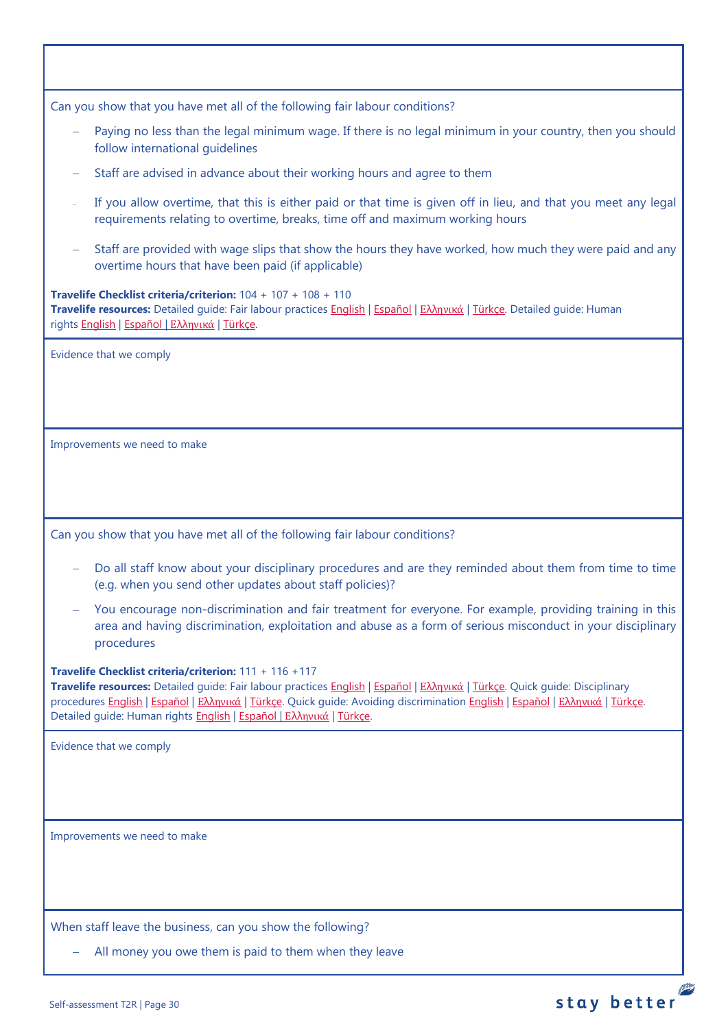Can you show that you have met all of the following fair labour conditions?

- Paying no less than the legal minimum wage. If there is no legal minimum in your country, then you should follow international guidelines
- Staff are advised in advance about their working hours and agree to them
- If you allow overtime, that this is either paid or that time is given off in lieu, and that you meet any legal requirements relating to overtime, breaks, time off and maximum working hours
- Staff are provided with wage slips that show the hours they have worked, how much they were paid and any overtime hours that have been paid (if applicable)

**Travelife Checklist criteria/criterion:** 104 + 107 + 108 + 110
**Travelife resources:** Detailed guide: Fair labour practices English | Español | Ελληνικά | Türkçe. Detailed guide: Human rights English | Español | Ελληνικά | Türkçe.

Evidence that we comply

Improvements we need to make

Can you show that you have met all of the following fair labour conditions?

- Do all staff know about your disciplinary procedures and are they reminded about them from time to time (e.g. when you send other updates about staff policies)?
- You encourage non-discrimination and fair treatment for everyone. For example, providing training in this area and having discrimination, exploitation and abuse as a form of serious misconduct in your disciplinary procedures

**Travelife Checklist criteria/criterion:** 111 + 116 +117
**Travelife resources:** Detailed guide: Fair labour practices English | Español | Ελληνικά | Türkçe. Quick guide: Disciplinary procedures English | Español | Ελληνικά | Türkçe. Quick guide: Avoiding discrimination English | Español | Ελληνικά | Türkçe. Detailed guide: Human rights English | Español | Ελληνικά | Türkçe.

Evidence that we comply

Improvements we need to make

When staff leave the business, can you show the following?

- All money you owe them is paid to them when they leave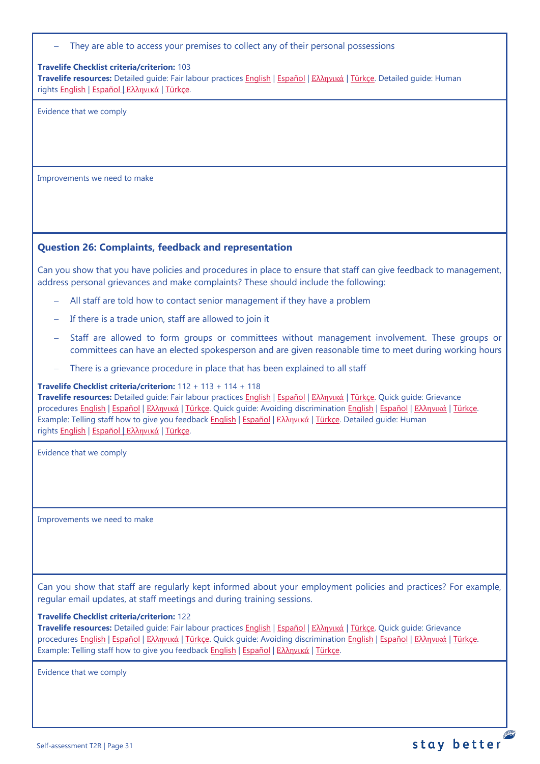- They are able to access your premises to collect any of their personal possessions

**Travelife Checklist criteria/criterion:** 103
**Travelife resources:** Detailed guide: Fair labour practices English | Español | Ελληνικά | Türkçe. Detailed guide: Human rights English | Español | Ελληνικά | Türkçe.

Evidence that we comply

Improvements we need to make

### Question 26: Complaints, feedback and representation

Can you show that you have policies and procedures in place to ensure that staff can give feedback to management, address personal grievances and make complaints? These should include the following:

- All staff are told how to contact senior management if they have a problem
- If there is a trade union, staff are allowed to join it
- Staff are allowed to form groups or committees without management involvement. These groups or committees can have an elected spokesperson and are given reasonable time to meet during working hours
- There is a grievance procedure in place that has been explained to all staff

**Travelife Checklist criteria/criterion:** 112 + 113 + 114 + 118
**Travelife resources:** Detailed guide: Fair labour practices English | Español | Ελληνικά | Türkçe. Quick guide: Grievance procedures English | Español | Ελληνικά | Türkçe. Quick guide: Avoiding discrimination English | Español | Ελληνικά | Türkçe. Example: Telling staff how to give you feedback English | Español | Ελληνικά | Türkçe. Detailed guide: Human rights English | Español | Ελληνικά | Türkçe.

Evidence that we comply

Improvements we need to make

Can you show that staff are regularly kept informed about your employment policies and practices? For example, regular email updates, at staff meetings and during training sessions.

**Travelife Checklist criteria/criterion:** 122
**Travelife resources:** Detailed guide: Fair labour practices English | Español | Ελληνικά | Türkçe. Quick guide: Grievance procedures English | Español | Ελληνικά | Türkçe. Quick guide: Avoiding discrimination English | Español | Ελληνικά | Türkçe. Example: Telling staff how to give you feedback English | Español | Ελληνικά | Türkçe.

Evidence that we comply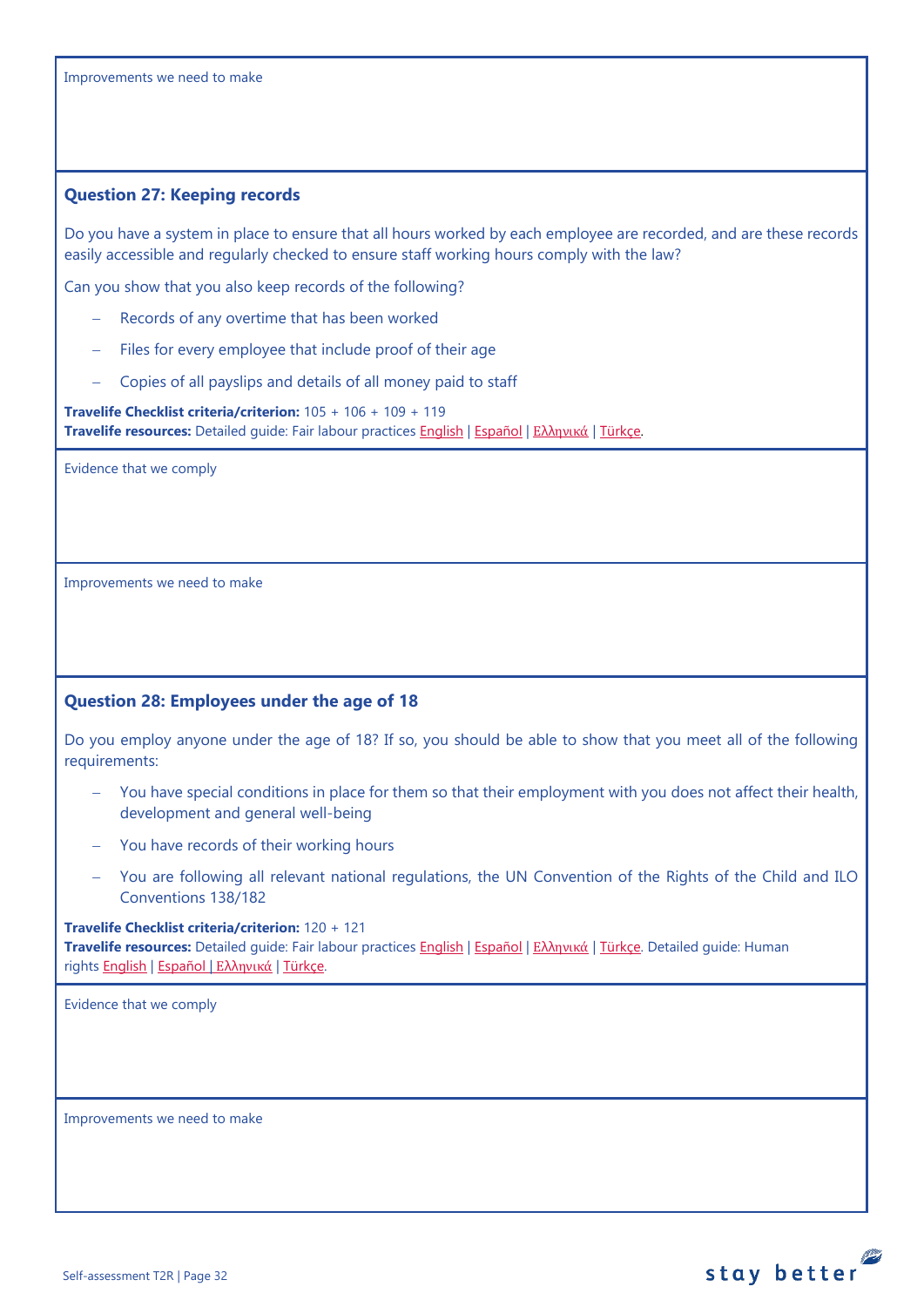Improvements we need to make

### Question 27: Keeping records

Do you have a system in place to ensure that all hours worked by each employee are recorded, and are these records easily accessible and regularly checked to ensure staff working hours comply with the law?

Can you show that you also keep records of the following?

- Records of any overtime that has been worked
- Files for every employee that include proof of their age
- Copies of all payslips and details of all money paid to staff

**Travelife Checklist criteria/criterion:** 105 + 106 + 109 + 119
**Travelife resources:** Detailed guide: Fair labour practices English | Español | Ελληνικά | Türkçe.

Evidence that we comply

Improvements we need to make

### Question 28: Employees under the age of 18

Do you employ anyone under the age of 18? If so, you should be able to show that you meet all of the following requirements:

- You have special conditions in place for them so that their employment with you does not affect their health, development and general well-being
- You have records of their working hours
- You are following all relevant national regulations, the UN Convention of the Rights of the Child and ILO Conventions 138/182

**Travelife Checklist criteria/criterion:** 120 + 121
**Travelife resources:** Detailed guide: Fair labour practices English | Español | Ελληνικά | Türkçe. Detailed guide: Human rights English | Español | Ελληνικά | Türkçe.

Evidence that we comply

Improvements we need to make